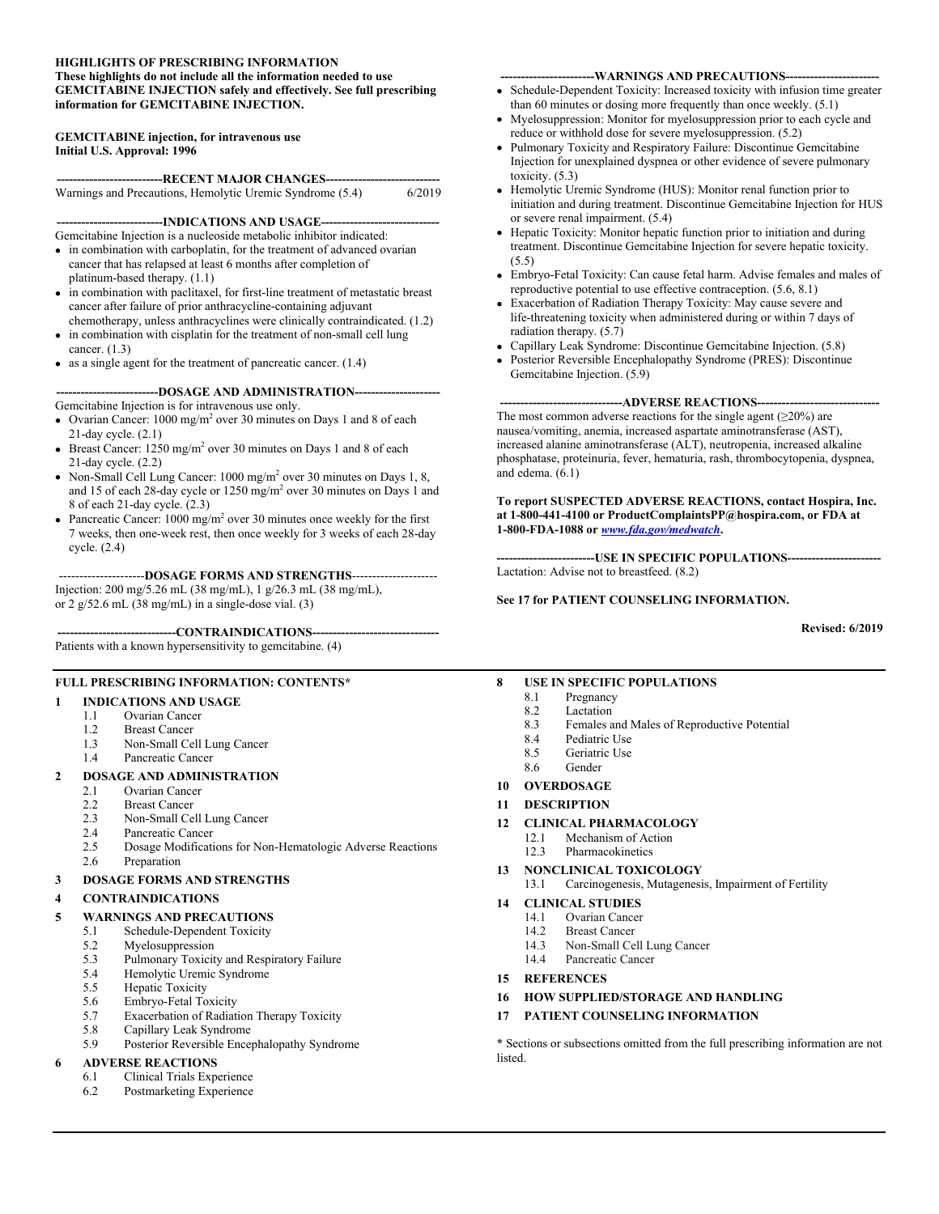**HIGHLIGHTS OF PRESCRIBING INFORMATION**
**These highlights do not include all the information needed to use GEMCITABINE INJECTION safely and effectively. See full prescribing information for GEMCITABINE INJECTION.**

**GEMCITABINE injection, for intravenous use**
**Initial U.S. Approval: 1996**

**---RECENT MAJOR CHANGES---**

Warnings and Precautions, Hemolytic Uremic Syndrome (5.4) 6/2019

**---INDICATIONS AND USAGE---**

Gemcitabine Injection is a nucleoside metabolic inhibitor indicated:

- in combination with carboplatin, for the treatment of advanced ovarian cancer that has relapsed at least 6 months after completion of platinum-based therapy. (1.1)
- in combination with paclitaxel, for first-line treatment of metastatic breast cancer after failure of prior anthracycline-containing adjuvant chemotherapy, unless anthracyclines were clinically contraindicated. (1.2)
- in combination with cisplatin for the treatment of non-small cell lung cancer. (1.3)
- as a single agent for the treatment of pancreatic cancer. (1.4)

**---DOSAGE AND ADMINISTRATION---**

Gemcitabine Injection is for intravenous use only.

- Ovarian Cancer: 1000 mg/m$^2$ over 30 minutes on Days 1 and 8 of each 21-day cycle. (2.1)
- Breast Cancer: 1250 mg/m$^2$ over 30 minutes on Days 1 and 8 of each 21-day cycle. (2.2)
- Non-Small Cell Lung Cancer: 1000 mg/m$^2$ over 30 minutes on Days 1, 8, and 15 of each 28-day cycle or 1250 mg/m$^2$ over 30 minutes on Days 1 and 8 of each 21-day cycle. (2.3)
- Pancreatic Cancer: 1000 mg/m$^2$ over 30 minutes once weekly for the first 7 weeks, then one-week rest, then once weekly for 3 weeks of each 28-day cycle. (2.4)

**---DOSAGE FORMS AND STRENGTHS---**

Injection: 200 mg/5.26 mL (38 mg/mL), 1 g/26.3 mL (38 mg/mL), or 2 g/52.6 mL (38 mg/mL) in a single-dose vial. (3)

**---CONTRAINDICATIONS---**

Patients with a known hypersensitivity to gemcitabine. (4)

**---WARNINGS AND PRECAUTIONS---**

- Schedule-Dependent Toxicity: Increased toxicity with infusion time greater than 60 minutes or dosing more frequently than once weekly. (5.1)
- Myelosuppression: Monitor for myelosuppression prior to each cycle and reduce or withhold dose for severe myelosuppression. (5.2)
- Pulmonary Toxicity and Respiratory Failure: Discontinue Gemcitabine Injection for unexplained dyspnea or other evidence of severe pulmonary toxicity. (5.3)
- Hemolytic Uremic Syndrome (HUS): Monitor renal function prior to initiation and during treatment. Discontinue Gemcitabine Injection for HUS or severe renal impairment. (5.4)
- Hepatic Toxicity: Monitor hepatic function prior to initiation and during treatment. Discontinue Gemcitabine Injection for severe hepatic toxicity. (5.5)
- Embryo-Fetal Toxicity: Can cause fetal harm. Advise females and males of reproductive potential to use effective contraception. (5.6, 8.1)
- Exacerbation of Radiation Therapy Toxicity: May cause severe and life-threatening toxicity when administered during or within 7 days of radiation therapy. (5.7)
- Capillary Leak Syndrome: Discontinue Gemcitabine Injection. (5.8)
- Posterior Reversible Encephalopathy Syndrome (PRES): Discontinue Gemcitabine Injection. (5.9)

**---ADVERSE REACTIONS---**

The most common adverse reactions for the single agent (≥20%) are nausea/vomiting, anemia, increased aspartate aminotransferase (AST), increased alanine aminotransferase (ALT), neutropenia, increased alkaline phosphatase, proteinuria, fever, hematuria, rash, thrombocytopenia, dyspnea, and edema. (6.1)

**To report SUSPECTED ADVERSE REACTIONS, contact Hospira, Inc. at 1-800-441-4100 or ProductComplaintsPP@hospira.com, or FDA at 1-800-FDA-1088 or *www.fda.gov/medwatch*.**

**---USE IN SPECIFIC POPULATIONS---**

Lactation: Advise not to breastfeed. (8.2)

**See 17 for PATIENT COUNSELING INFORMATION.**

**Revised: 6/2019**

**FULL PRESCRIBING INFORMATION: CONTENTS***

**1 INDICATIONS AND USAGE**
- 1.1 Ovarian Cancer
- 1.2 Breast Cancer
- 1.3 Non-Small Cell Lung Cancer
- 1.4 Pancreatic Cancer

**2 DOSAGE AND ADMINISTRATION**
- 2.1 Ovarian Cancer
- 2.2 Breast Cancer
- 2.3 Non-Small Cell Lung Cancer
- 2.4 Pancreatic Cancer
- 2.5 Dosage Modifications for Non-Hematologic Adverse Reactions
- 2.6 Preparation

**3 DOSAGE FORMS AND STRENGTHS**

**4 CONTRAINDICATIONS**

**5 WARNINGS AND PRECAUTIONS**
- 5.1 Schedule-Dependent Toxicity
- 5.2 Myelosuppression
- 5.3 Pulmonary Toxicity and Respiratory Failure
- 5.4 Hemolytic Uremic Syndrome
- 5.5 Hepatic Toxicity
- 5.6 Embryo-Fetal Toxicity
- 5.7 Exacerbation of Radiation Therapy Toxicity
- 5.8 Capillary Leak Syndrome
- 5.9 Posterior Reversible Encephalopathy Syndrome

**6 ADVERSE REACTIONS**
- 6.1 Clinical Trials Experience
- 6.2 Postmarketing Experience

**8 USE IN SPECIFIC POPULATIONS**
- 8.1 Pregnancy
- 8.2 Lactation
- 8.3 Females and Males of Reproductive Potential
- 8.4 Pediatric Use
- 8.5 Geriatric Use
- 8.6 Gender

**10 OVERDOSAGE**

**11 DESCRIPTION**

**12 CLINICAL PHARMACOLOGY**
- 12.1 Mechanism of Action
- 12.3 Pharmacokinetics

**13 NONCLINICAL TOXICOLOGY**
- 13.1 Carcinogenesis, Mutagenesis, Impairment of Fertility

**14 CLINICAL STUDIES**
- 14.1 Ovarian Cancer
- 14.2 Breast Cancer
- 14.3 Non-Small Cell Lung Cancer
- 14.4 Pancreatic Cancer

**15 REFERENCES**

**16 HOW SUPPLIED/STORAGE AND HANDLING**

**17 PATIENT COUNSELING INFORMATION**

\* Sections or subsections omitted from the full prescribing information are not listed.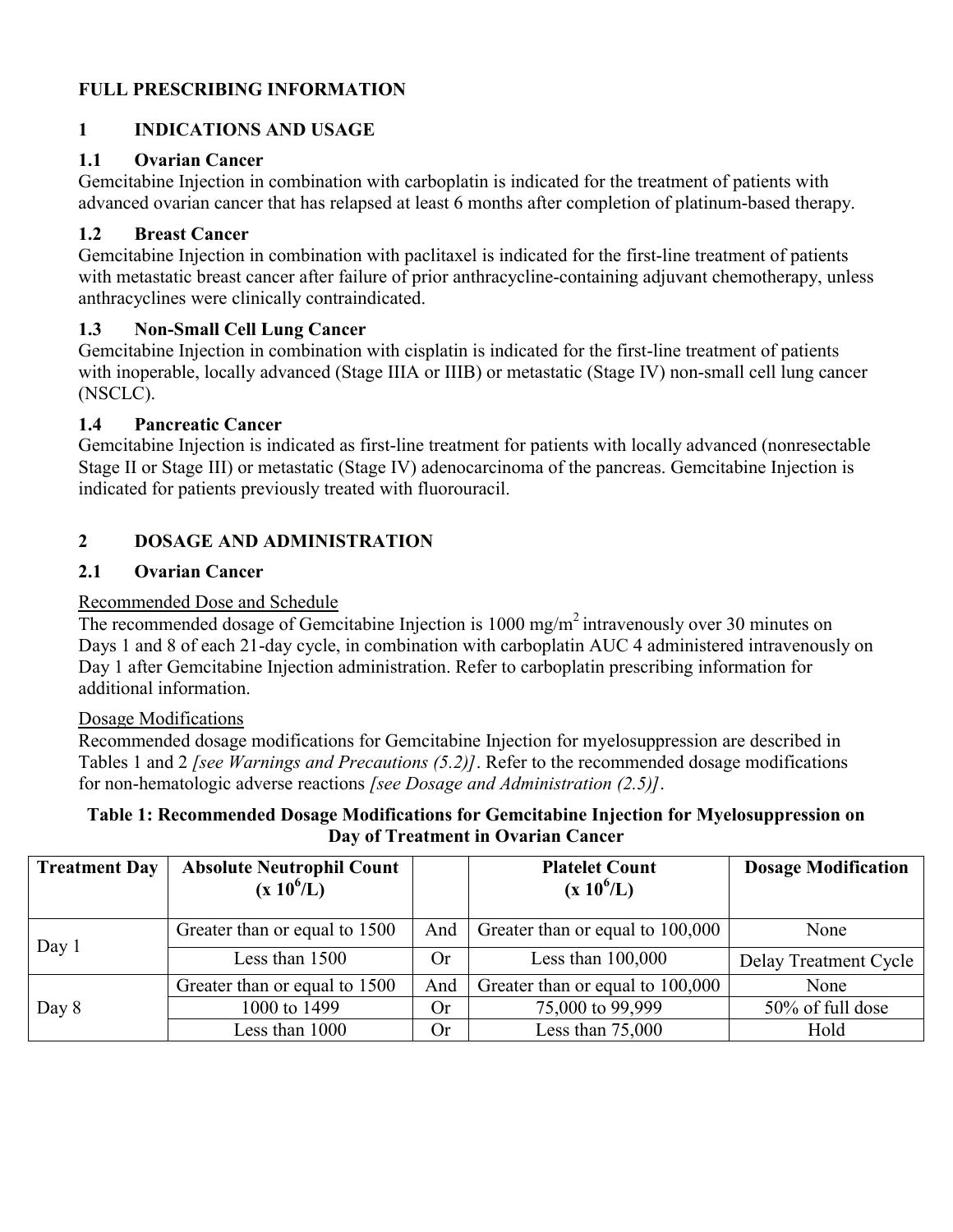# FULL PRESCRIBING INFORMATION

## 1 INDICATIONS AND USAGE

### 1.1 Ovarian Cancer

Gemcitabine Injection in combination with carboplatin is indicated for the treatment of patients with advanced ovarian cancer that has relapsed at least 6 months after completion of platinum-based therapy.

### 1.2 Breast Cancer

Gemcitabine Injection in combination with paclitaxel is indicated for the first-line treatment of patients with metastatic breast cancer after failure of prior anthracycline-containing adjuvant chemotherapy, unless anthracyclines were clinically contraindicated.

### 1.3 Non-Small Cell Lung Cancer

Gemcitabine Injection in combination with cisplatin is indicated for the first-line treatment of patients with inoperable, locally advanced (Stage IIIA or IIIB) or metastatic (Stage IV) non-small cell lung cancer (NSCLC).

### 1.4 Pancreatic Cancer

Gemcitabine Injection is indicated as first-line treatment for patients with locally advanced (nonresectable Stage II or Stage III) or metastatic (Stage IV) adenocarcinoma of the pancreas. Gemcitabine Injection is indicated for patients previously treated with fluorouracil.

## 2 DOSAGE AND ADMINISTRATION

### 2.1 Ovarian Cancer

Recommended Dose and Schedule

The recommended dosage of Gemcitabine Injection is 1000 $mg/m^2$ intravenously over 30 minutes on Days 1 and 8 of each 21-day cycle, in combination with carboplatin AUC 4 administered intravenously on Day 1 after Gemcitabine Injection administration. Refer to carboplatin prescribing information for additional information.

Dosage Modifications

Recommended dosage modifications for Gemcitabine Injection for myelosuppression are described in Tables 1 and 2 *[see Warnings and Precautions (5.2)]*. Refer to the recommended dosage modifications for non-hematologic adverse reactions *[see Dosage and Administration (2.5)]*.

**Table 1: Recommended Dosage Modifications for Gemcitabine Injection for Myelosuppression on Day of Treatment in Ovarian Cancer**

| Treatment Day | Absolute Neutrophil Count ($x\ 10^6/L$) | | Platelet Count ($x\ 10^6/L$) | Dosage Modification |
|---|---|---|---|---|
| Day 1 | Greater than or equal to 1500 | And | Greater than or equal to 100,000 | None |
| | Less than 1500 | Or | Less than 100,000 | Delay Treatment Cycle |
| Day 8 | Greater than or equal to 1500 | And | Greater than or equal to 100,000 | None |
| | 1000 to 1499 | Or | 75,000 to 99,999 | 50% of full dose |
| | Less than 1000 | Or | Less than 75,000 | Hold |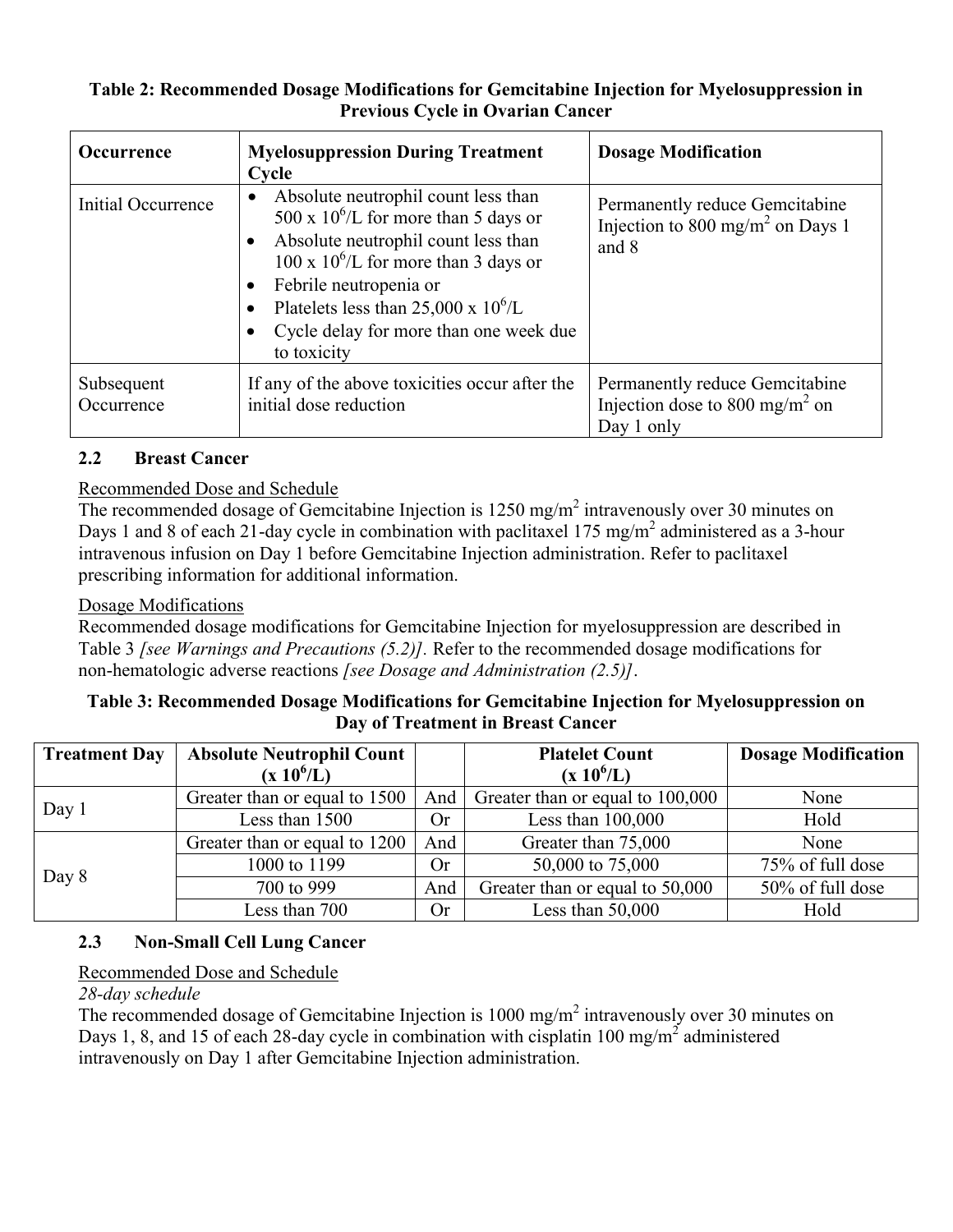**Table 2: Recommended Dosage Modifications for Gemcitabine Injection for Myelosuppression in Previous Cycle in Ovarian Cancer**

| Occurrence | Myelosuppression During Treatment Cycle | Dosage Modification |
|---|---|---|
| Initial Occurrence | • Absolute neutrophil count less than 500 x $10^6$/L for more than 5 days or<br>• Absolute neutrophil count less than 100 x $10^6$/L for more than 3 days or<br>• Febrile neutropenia or<br>• Platelets less than 25,000 x $10^6$/L<br>• Cycle delay for more than one week due to toxicity | Permanently reduce Gemcitabine Injection to 800 mg/m$^2$ on Days 1 and 8 |
| Subsequent Occurrence | If any of the above toxicities occur after the initial dose reduction | Permanently reduce Gemcitabine Injection dose to 800 mg/m$^2$ on Day 1 only |

## 2.2 Breast Cancer

Recommended Dose and Schedule

The recommended dosage of Gemcitabine Injection is 1250 mg/m$^2$ intravenously over 30 minutes on Days 1 and 8 of each 21-day cycle in combination with paclitaxel 175 mg/m$^2$ administered as a 3-hour intravenous infusion on Day 1 before Gemcitabine Injection administration. Refer to paclitaxel prescribing information for additional information.

Dosage Modifications

Recommended dosage modifications for Gemcitabine Injection for myelosuppression are described in Table 3 *[see Warnings and Precautions (5.2)]*. Refer to the recommended dosage modifications for non-hematologic adverse reactions *[see Dosage and Administration (2.5)]*.

**Table 3: Recommended Dosage Modifications for Gemcitabine Injection for Myelosuppression on Day of Treatment in Breast Cancer**

| Treatment Day | Absolute Neutrophil Count (x $10^6$/L) | | Platelet Count (x $10^6$/L) | Dosage Modification |
|---|---|---|---|---|
| Day 1 | Greater than or equal to 1500 | And | Greater than or equal to 100,000 | None |
| | Less than 1500 | Or | Less than 100,000 | Hold |
| Day 8 | Greater than or equal to 1200 | And | Greater than 75,000 | None |
| | 1000 to 1199 | Or | 50,000 to 75,000 | 75% of full dose |
| | 700 to 999 | And | Greater than or equal to 50,000 | 50% of full dose |
| | Less than 700 | Or | Less than 50,000 | Hold |

## 2.3 Non-Small Cell Lung Cancer

Recommended Dose and Schedule

*28-day schedule*

The recommended dosage of Gemcitabine Injection is 1000 mg/m$^2$ intravenously over 30 minutes on Days 1, 8, and 15 of each 28-day cycle in combination with cisplatin 100 mg/m$^2$ administered intravenously on Day 1 after Gemcitabine Injection administration.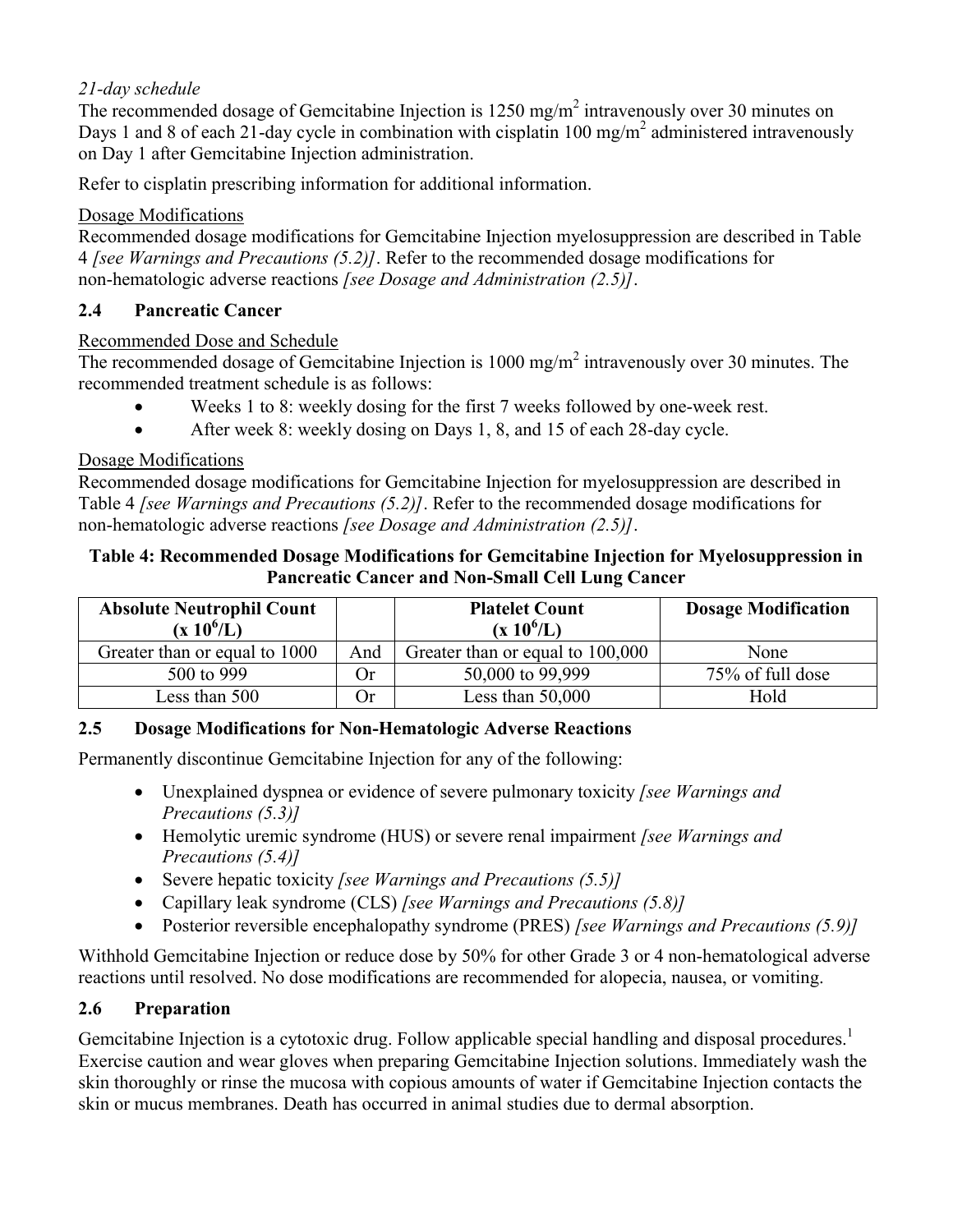*21-day schedule*

The recommended dosage of Gemcitabine Injection is 1250 $mg/m^2$ intravenously over 30 minutes on Days 1 and 8 of each 21-day cycle in combination with cisplatin 100 $mg/m^2$ administered intravenously on Day 1 after Gemcitabine Injection administration.

Refer to cisplatin prescribing information for additional information.

Dosage Modifications

Recommended dosage modifications for Gemcitabine Injection myelosuppression are described in Table 4 *[see Warnings and Precautions (5.2)]*. Refer to the recommended dosage modifications for non-hematologic adverse reactions *[see Dosage and Administration (2.5)]*.

## 2.4 Pancreatic Cancer

Recommended Dose and Schedule

The recommended dosage of Gemcitabine Injection is 1000 $mg/m^2$ intravenously over 30 minutes. The recommended treatment schedule is as follows:

- Weeks 1 to 8: weekly dosing for the first 7 weeks followed by one-week rest.
- After week 8: weekly dosing on Days 1, 8, and 15 of each 28-day cycle.

Dosage Modifications

Recommended dosage modifications for Gemcitabine Injection for myelosuppression are described in Table 4 *[see Warnings and Precautions (5.2)]*. Refer to the recommended dosage modifications for non-hematologic adverse reactions *[see Dosage and Administration (2.5)]*.

**Table 4: Recommended Dosage Modifications for Gemcitabine Injection for Myelosuppression in Pancreatic Cancer and Non-Small Cell Lung Cancer**

| Absolute Neutrophil Count ($x\ 10^6/L$) | | Platelet Count ($x\ 10^6/L$) | Dosage Modification |
|---|---|---|---|
| Greater than or equal to 1000 | And | Greater than or equal to 100,000 | None |
| 500 to 999 | Or | 50,000 to 99,999 | 75% of full dose |
| Less than 500 | Or | Less than 50,000 | Hold |

## 2.5 Dosage Modifications for Non-Hematologic Adverse Reactions

Permanently discontinue Gemcitabine Injection for any of the following:

- Unexplained dyspnea or evidence of severe pulmonary toxicity *[see Warnings and Precautions (5.3)]*
- Hemolytic uremic syndrome (HUS) or severe renal impairment *[see Warnings and Precautions (5.4)]*
- Severe hepatic toxicity *[see Warnings and Precautions (5.5)]*
- Capillary leak syndrome (CLS) *[see Warnings and Precautions (5.8)]*
- Posterior reversible encephalopathy syndrome (PRES) *[see Warnings and Precautions (5.9)]*

Withhold Gemcitabine Injection or reduce dose by 50% for other Grade 3 or 4 non-hematological adverse reactions until resolved. No dose modifications are recommended for alopecia, nausea, or vomiting.

## 2.6 Preparation

Gemcitabine Injection is a cytotoxic drug. Follow applicable special handling and disposal procedures.[1] Exercise caution and wear gloves when preparing Gemcitabine Injection solutions. Immediately wash the skin thoroughly or rinse the mucosa with copious amounts of water if Gemcitabine Injection contacts the skin or mucus membranes. Death has occurred in animal studies due to dermal absorption.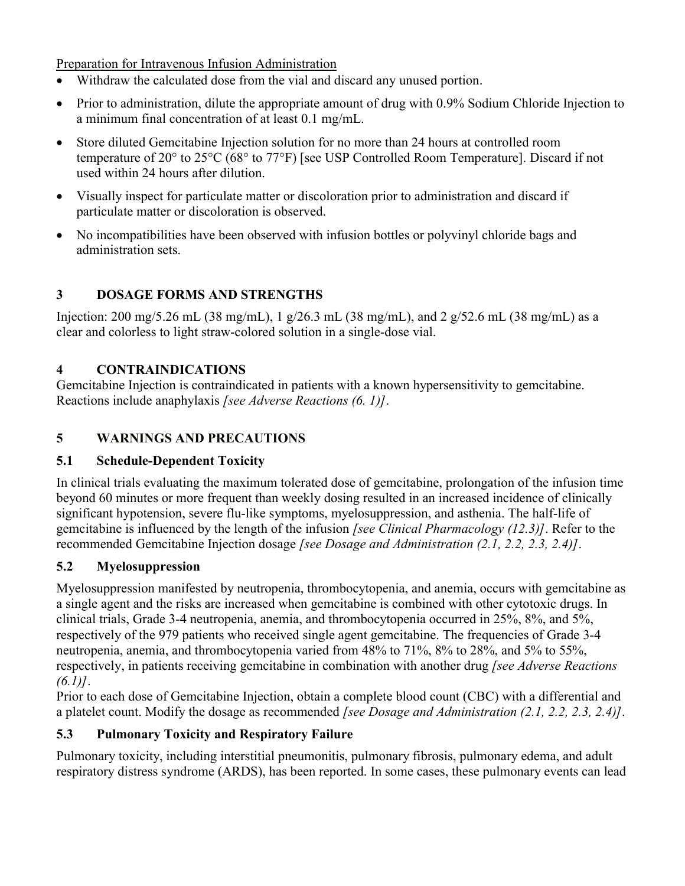Preparation for Intravenous Infusion Administration

- Withdraw the calculated dose from the vial and discard any unused portion.
- Prior to administration, dilute the appropriate amount of drug with 0.9% Sodium Chloride Injection to a minimum final concentration of at least 0.1 mg/mL.
- Store diluted Gemcitabine Injection solution for no more than 24 hours at controlled room temperature of 20° to 25°C (68° to 77°F) [see USP Controlled Room Temperature]. Discard if not used within 24 hours after dilution.
- Visually inspect for particulate matter or discoloration prior to administration and discard if particulate matter or discoloration is observed.
- No incompatibilities have been observed with infusion bottles or polyvinyl chloride bags and administration sets.

## 3 DOSAGE FORMS AND STRENGTHS

Injection: 200 mg/5.26 mL (38 mg/mL), 1 g/26.3 mL (38 mg/mL), and 2 g/52.6 mL (38 mg/mL) as a clear and colorless to light straw-colored solution in a single-dose vial.

## 4 CONTRAINDICATIONS

Gemcitabine Injection is contraindicated in patients with a known hypersensitivity to gemcitabine. Reactions include anaphylaxis *[see Adverse Reactions (6. 1)]*.

## 5 WARNINGS AND PRECAUTIONS

### 5.1 Schedule-Dependent Toxicity

In clinical trials evaluating the maximum tolerated dose of gemcitabine, prolongation of the infusion time beyond 60 minutes or more frequent than weekly dosing resulted in an increased incidence of clinically significant hypotension, severe flu-like symptoms, myelosuppression, and asthenia. The half-life of gemcitabine is influenced by the length of the infusion *[see Clinical Pharmacology (12.3)]*. Refer to the recommended Gemcitabine Injection dosage *[see Dosage and Administration (2.1, 2.2, 2.3, 2.4)]*.

### 5.2 Myelosuppression

Myelosuppression manifested by neutropenia, thrombocytopenia, and anemia, occurs with gemcitabine as a single agent and the risks are increased when gemcitabine is combined with other cytotoxic drugs. In clinical trials, Grade 3-4 neutropenia, anemia, and thrombocytopenia occurred in 25%, 8%, and 5%, respectively of the 979 patients who received single agent gemcitabine. The frequencies of Grade 3-4 neutropenia, anemia, and thrombocytopenia varied from 48% to 71%, 8% to 28%, and 5% to 55%, respectively, in patients receiving gemcitabine in combination with another drug *[see Adverse Reactions (6.1)]*.

Prior to each dose of Gemcitabine Injection, obtain a complete blood count (CBC) with a differential and a platelet count. Modify the dosage as recommended *[see Dosage and Administration (2.1, 2.2, 2.3, 2.4)]*.

### 5.3 Pulmonary Toxicity and Respiratory Failure

Pulmonary toxicity, including interstitial pneumonitis, pulmonary fibrosis, pulmonary edema, and adult respiratory distress syndrome (ARDS), has been reported. In some cases, these pulmonary events can lead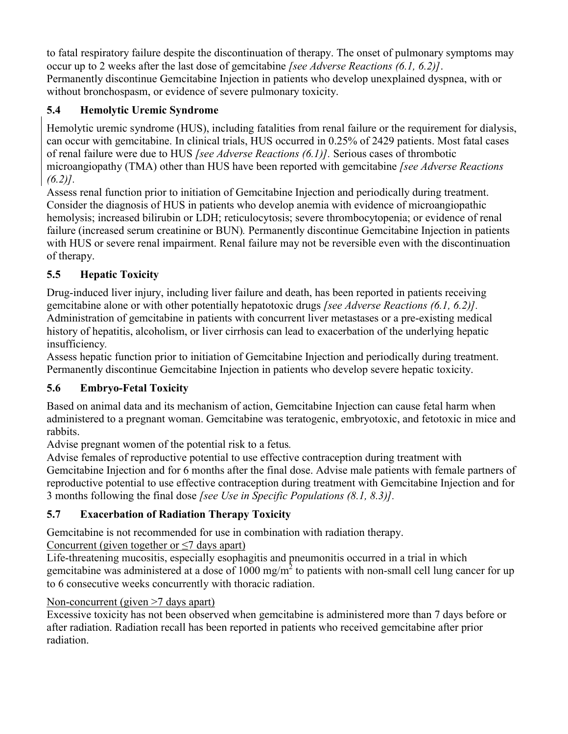to fatal respiratory failure despite the discontinuation of therapy. The onset of pulmonary symptoms may occur up to 2 weeks after the last dose of gemcitabine *[see Adverse Reactions (6.1, 6.2)]*.
Permanently discontinue Gemcitabine Injection in patients who develop unexplained dyspnea, with or without bronchospasm, or evidence of severe pulmonary toxicity.

### 5.4 Hemolytic Uremic Syndrome

Hemolytic uremic syndrome (HUS), including fatalities from renal failure or the requirement for dialysis, can occur with gemcitabine. In clinical trials, HUS occurred in 0.25% of 2429 patients. Most fatal cases of renal failure were due to HUS *[see Adverse Reactions (6.1)]*. Serious cases of thrombotic microangiopathy (TMA) other than HUS have been reported with gemcitabine *[see Adverse Reactions (6.2)]*.
Assess renal function prior to initiation of Gemcitabine Injection and periodically during treatment. Consider the diagnosis of HUS in patients who develop anemia with evidence of microangiopathic hemolysis; increased bilirubin or LDH; reticulocytosis; severe thrombocytopenia; or evidence of renal failure (increased serum creatinine or BUN). Permanently discontinue Gemcitabine Injection in patients with HUS or severe renal impairment. Renal failure may not be reversible even with the discontinuation of therapy.

### 5.5 Hepatic Toxicity

Drug-induced liver injury, including liver failure and death, has been reported in patients receiving gemcitabine alone or with other potentially hepatotoxic drugs *[see Adverse Reactions (6.1, 6.2)]*. Administration of gemcitabine in patients with concurrent liver metastases or a pre-existing medical history of hepatitis, alcoholism, or liver cirrhosis can lead to exacerbation of the underlying hepatic insufficiency.
Assess hepatic function prior to initiation of Gemcitabine Injection and periodically during treatment. Permanently discontinue Gemcitabine Injection in patients who develop severe hepatic toxicity.

### 5.6 Embryo-Fetal Toxicity

Based on animal data and its mechanism of action, Gemcitabine Injection can cause fetal harm when administered to a pregnant woman. Gemcitabine was teratogenic, embryotoxic, and fetotoxic in mice and rabbits.
Advise pregnant women of the potential risk to a fetus.
Advise females of reproductive potential to use effective contraception during treatment with Gemcitabine Injection and for 6 months after the final dose. Advise male patients with female partners of reproductive potential to use effective contraception during treatment with Gemcitabine Injection and for 3 months following the final dose *[see Use in Specific Populations (8.1, 8.3)]*.

### 5.7 Exacerbation of Radiation Therapy Toxicity

Gemcitabine is not recommended for use in combination with radiation therapy.

Concurrent (given together or ≤7 days apart)

Life-threatening mucositis, especially esophagitis and pneumonitis occurred in a trial in which gemcitabine was administered at a dose of 1000 mg/m$^2$ to patients with non-small cell lung cancer for up to 6 consecutive weeks concurrently with thoracic radiation.

Non-concurrent (given >7 days apart)

Excessive toxicity has not been observed when gemcitabine is administered more than 7 days before or after radiation. Radiation recall has been reported in patients who received gemcitabine after prior radiation.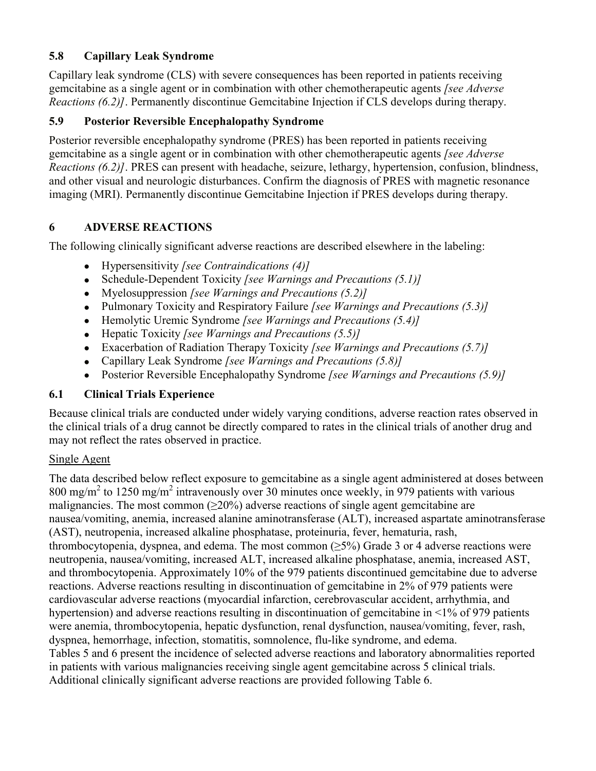### 5.8 Capillary Leak Syndrome

Capillary leak syndrome (CLS) with severe consequences has been reported in patients receiving gemcitabine as a single agent or in combination with other chemotherapeutic agents *[see Adverse Reactions (6.2)]*. Permanently discontinue Gemcitabine Injection if CLS develops during therapy.

### 5.9 Posterior Reversible Encephalopathy Syndrome

Posterior reversible encephalopathy syndrome (PRES) has been reported in patients receiving gemcitabine as a single agent or in combination with other chemotherapeutic agents *[see Adverse Reactions (6.2)]*. PRES can present with headache, seizure, lethargy, hypertension, confusion, blindness, and other visual and neurologic disturbances. Confirm the diagnosis of PRES with magnetic resonance imaging (MRI). Permanently discontinue Gemcitabine Injection if PRES develops during therapy.

## 6 ADVERSE REACTIONS

The following clinically significant adverse reactions are described elsewhere in the labeling:

- Hypersensitivity *[see Contraindications (4)]*
- Schedule-Dependent Toxicity *[see Warnings and Precautions (5.1)]*
- Myelosuppression *[see Warnings and Precautions (5.2)]*
- Pulmonary Toxicity and Respiratory Failure *[see Warnings and Precautions (5.3)]*
- Hemolytic Uremic Syndrome *[see Warnings and Precautions (5.4)]*
- Hepatic Toxicity *[see Warnings and Precautions (5.5)]*
- Exacerbation of Radiation Therapy Toxicity *[see Warnings and Precautions (5.7)]*
- Capillary Leak Syndrome *[see Warnings and Precautions (5.8)]*
- Posterior Reversible Encephalopathy Syndrome *[see Warnings and Precautions (5.9)]*

### 6.1 Clinical Trials Experience

Because clinical trials are conducted under widely varying conditions, adverse reaction rates observed in the clinical trials of a drug cannot be directly compared to rates in the clinical trials of another drug and may not reflect the rates observed in practice.

Single Agent

The data described below reflect exposure to gemcitabine as a single agent administered at doses between 800 mg/m$^2$ to 1250 mg/m$^2$ intravenously over 30 minutes once weekly, in 979 patients with various malignancies. The most common (≥20%) adverse reactions of single agent gemcitabine are nausea/vomiting, anemia, increased alanine aminotransferase (ALT), increased aspartate aminotransferase (AST), neutropenia, increased alkaline phosphatase, proteinuria, fever, hematuria, rash, thrombocytopenia, dyspnea, and edema. The most common (≥5%) Grade 3 or 4 adverse reactions were neutropenia, nausea/vomiting, increased ALT, increased alkaline phosphatase, anemia, increased AST, and thrombocytopenia. Approximately 10% of the 979 patients discontinued gemcitabine due to adverse reactions. Adverse reactions resulting in discontinuation of gemcitabine in 2% of 979 patients were cardiovascular adverse reactions (myocardial infarction, cerebrovascular accident, arrhythmia, and hypertension) and adverse reactions resulting in discontinuation of gemcitabine in <1% of 979 patients were anemia, thrombocytopenia, hepatic dysfunction, renal dysfunction, nausea/vomiting, fever, rash, dyspnea, hemorrhage, infection, stomatitis, somnolence, flu-like syndrome, and edema.
Tables 5 and 6 present the incidence of selected adverse reactions and laboratory abnormalities reported in patients with various malignancies receiving single agent gemcitabine across 5 clinical trials. Additional clinically significant adverse reactions are provided following Table 6.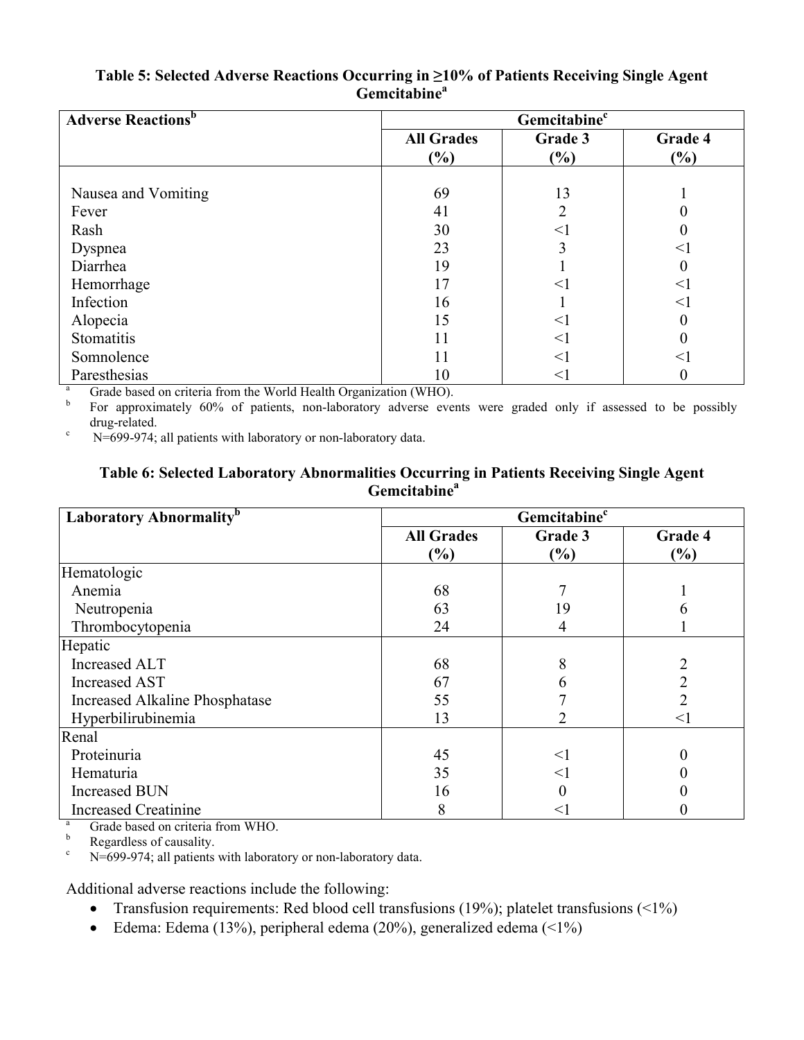**Table 5: Selected Adverse Reactions Occurring in ≥10% of Patients Receiving Single Agent Gemcitabine[a]**

| Adverse Reactions[b] | Gemcitabine[c] | | |
|---|---|---|---|
| | All Grades (%) | Grade 3 (%) | Grade 4 (%) |
| Nausea and Vomiting | 69 | 13 | 1 |
| Fever | 41 | 2 | 0 |
| Rash | 30 | <1 | 0 |
| Dyspnea | 23 | 3 | <1 |
| Diarrhea | 19 | 1 | 0 |
| Hemorrhage | 17 | <1 | <1 |
| Infection | 16 | 1 | <1 |
| Alopecia | 15 | <1 | 0 |
| Stomatitis | 11 | <1 | 0 |
| Somnolence | 11 | <1 | <1 |
| Paresthesias | 10 | <1 | 0 |

[a] Grade based on criteria from the World Health Organization (WHO).
[b] For approximately 60% of patients, non-laboratory adverse events were graded only if assessed to be possibly drug-related.
[c] N=699-974; all patients with laboratory or non-laboratory data.

**Table 6: Selected Laboratory Abnormalities Occurring in Patients Receiving Single Agent Gemcitabine[a]**

| Laboratory Abnormality[b] | Gemcitabine[c] | | |
|---|---|---|---|
| | All Grades (%) | Grade 3 (%) | Grade 4 (%) |
| Hematologic | | | |
| Anemia | 68 | 7 | 1 |
| Neutropenia | 63 | 19 | 6 |
| Thrombocytopenia | 24 | 4 | 1 |
| Hepatic | | | |
| Increased ALT | 68 | 8 | 2 |
| Increased AST | 67 | 6 | 2 |
| Increased Alkaline Phosphatase | 55 | 7 | 2 |
| Hyperbilirubinemia | 13 | 2 | <1 |
| Renal | | | |
| Proteinuria | 45 | <1 | 0 |
| Hematuria | 35 | <1 | 0 |
| Increased BUN | 16 | 0 | 0 |
| Increased Creatinine | 8 | <1 | 0 |

[a] Grade based on criteria from WHO.
[b] Regardless of causality.
[c] N=699-974; all patients with laboratory or non-laboratory data.

Additional adverse reactions include the following:

- Transfusion requirements: Red blood cell transfusions (19%); platelet transfusions (<1%)
- Edema: Edema (13%), peripheral edema (20%), generalized edema (<1%)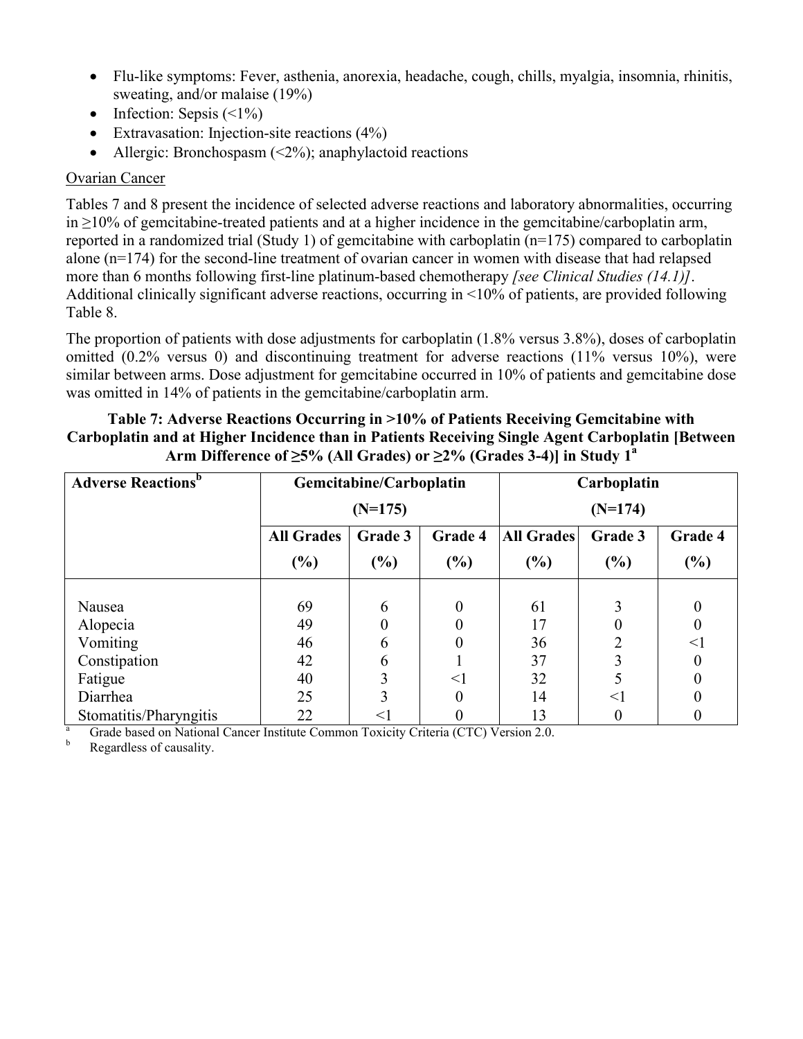- Flu-like symptoms: Fever, asthenia, anorexia, headache, cough, chills, myalgia, insomnia, rhinitis, sweating, and/or malaise (19%)
- Infection: Sepsis (<1%)
- Extravasation: Injection-site reactions (4%)
- Allergic: Bronchospasm (<2%); anaphylactoid reactions

Ovarian Cancer

Tables 7 and 8 present the incidence of selected adverse reactions and laboratory abnormalities, occurring in ≥10% of gemcitabine-treated patients and at a higher incidence in the gemcitabine/carboplatin arm, reported in a randomized trial (Study 1) of gemcitabine with carboplatin (n=175) compared to carboplatin alone (n=174) for the second-line treatment of ovarian cancer in women with disease that had relapsed more than 6 months following first-line platinum-based chemotherapy *[see Clinical Studies (14.1)]*. Additional clinically significant adverse reactions, occurring in <10% of patients, are provided following Table 8.

The proportion of patients with dose adjustments for carboplatin (1.8% versus 3.8%), doses of carboplatin omitted (0.2% versus 0) and discontinuing treatment for adverse reactions (11% versus 10%), were similar between arms. Dose adjustment for gemcitabine occurred in 10% of patients and gemcitabine dose was omitted in 14% of patients in the gemcitabine/carboplatin arm.

**Table 7: Adverse Reactions Occurring in >10% of Patients Receiving Gemcitabine with Carboplatin and at Higher Incidence than in Patients Receiving Single Agent Carboplatin [Between Arm Difference of ≥5% (All Grades) or ≥2% (Grades 3-4)] in Study 1[a]**

| Adverse Reactions[b] | Gemcitabine/Carboplatin (N=175) | | | Carboplatin (N=174) | | |
|---|---|---|---|---|---|---|
| | All Grades (%) | Grade 3 (%) | Grade 4 (%) | All Grades (%) | Grade 3 (%) | Grade 4 (%) |
| Nausea | 69 | 6 | 0 | 61 | 3 | 0 |
| Alopecia | 49 | 0 | 0 | 17 | 0 | 0 |
| Vomiting | 46 | 6 | 0 | 36 | 2 | <1 |
| Constipation | 42 | 6 | 1 | 37 | 3 | 0 |
| Fatigue | 40 | 3 | <1 | 32 | 5 | 0 |
| Diarrhea | 25 | 3 | 0 | 14 | <1 | 0 |
| Stomatitis/Pharyngitis | 22 | <1 | 0 | 13 | 0 | 0 |

[a] Grade based on National Cancer Institute Common Toxicity Criteria (CTC) Version 2.0.

[b] Regardless of causality.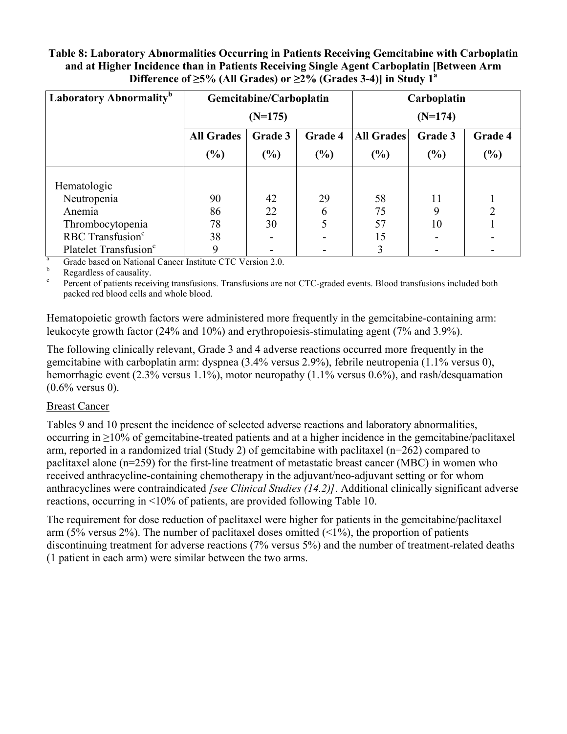**Table 8: Laboratory Abnormalities Occurring in Patients Receiving Gemcitabine with Carboplatin and at Higher Incidence than in Patients Receiving Single Agent Carboplatin [Between Arm Difference of ≥5% (All Grades) or ≥2% (Grades 3-4)] in Study 1[a]**

| Laboratory Abnormality[b] | Gemcitabine/Carboplatin (N=175) | | | Carboplatin (N=174) | | |
|---|---|---|---|---|---|---|
| | All Grades (%) | Grade 3 (%) | Grade 4 (%) | All Grades (%) | Grade 3 (%) | Grade 4 (%) |
| Hematologic | | | | | | |
| Neutropenia | 90 | 42 | 29 | 58 | 11 | 1 |
| Anemia | 86 | 22 | 6 | 75 | 9 | 2 |
| Thrombocytopenia | 78 | 30 | 5 | 57 | 10 | 1 |
| RBC Transfusion[c] | 38 | - | - | 15 | - | - |
| Platelet Transfusion[c] | 9 | - | - | 3 | - | - |

[a] Grade based on National Cancer Institute CTC Version 2.0.
[b] Regardless of causality.
[c] Percent of patients receiving transfusions. Transfusions are not CTC-graded events. Blood transfusions included both packed red blood cells and whole blood.

Hematopoietic growth factors were administered more frequently in the gemcitabine-containing arm: leukocyte growth factor (24% and 10%) and erythropoiesis-stimulating agent (7% and 3.9%).

The following clinically relevant, Grade 3 and 4 adverse reactions occurred more frequently in the gemcitabine with carboplatin arm: dyspnea (3.4% versus 2.9%), febrile neutropenia (1.1% versus 0), hemorrhagic event (2.3% versus 1.1%), motor neuropathy (1.1% versus 0.6%), and rash/desquamation (0.6% versus 0).

Breast Cancer

Tables 9 and 10 present the incidence of selected adverse reactions and laboratory abnormalities, occurring in ≥10% of gemcitabine-treated patients and at a higher incidence in the gemcitabine/paclitaxel arm, reported in a randomized trial (Study 2) of gemcitabine with paclitaxel (n=262) compared to paclitaxel alone (n=259) for the first-line treatment of metastatic breast cancer (MBC) in women who received anthracycline-containing chemotherapy in the adjuvant/neo-adjuvant setting or for whom anthracyclines were contraindicated *[see Clinical Studies (14.2)]*. Additional clinically significant adverse reactions, occurring in <10% of patients, are provided following Table 10.

The requirement for dose reduction of paclitaxel were higher for patients in the gemcitabine/paclitaxel arm (5% versus 2%). The number of paclitaxel doses omitted (<1%), the proportion of patients discontinuing treatment for adverse reactions (7% versus 5%) and the number of treatment-related deaths (1 patient in each arm) were similar between the two arms.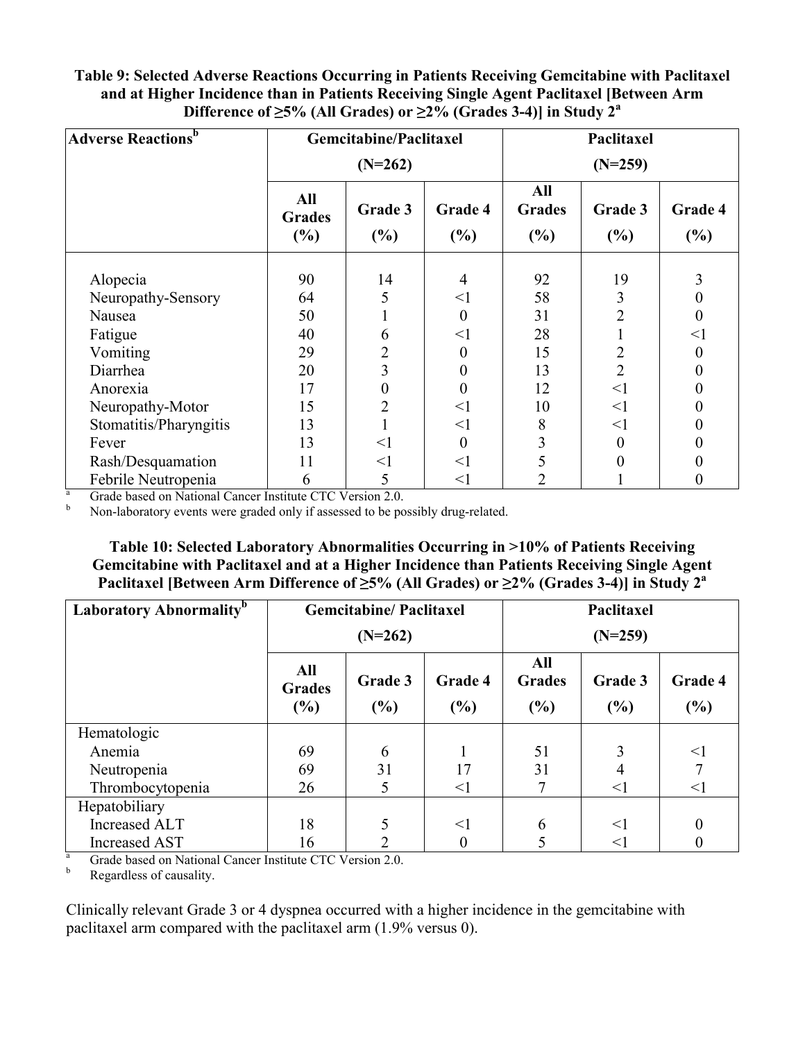**Table 9: Selected Adverse Reactions Occurring in Patients Receiving Gemcitabine with Paclitaxel and at Higher Incidence than in Patients Receiving Single Agent Paclitaxel [Between Arm Difference of ≥5% (All Grades) or ≥2% (Grades 3-4)] in Study 2[a]**

| Adverse Reactions[b] | Gemcitabine/Paclitaxel (N=262) | | | Paclitaxel (N=259) | | |
|---|---|---|---|---|---|---|
| | All Grades (%) | Grade 3 (%) | Grade 4 (%) | All Grades (%) | Grade 3 (%) | Grade 4 (%) |
| Alopecia | 90 | 14 | 4 | 92 | 19 | 3 |
| Neuropathy-Sensory | 64 | 5 | <1 | 58 | 3 | 0 |
| Nausea | 50 | 1 | 0 | 31 | 2 | 0 |
| Fatigue | 40 | 6 | <1 | 28 | 1 | <1 |
| Vomiting | 29 | 2 | 0 | 15 | 2 | 0 |
| Diarrhea | 20 | 3 | 0 | 13 | 2 | 0 |
| Anorexia | 17 | 0 | 0 | 12 | <1 | 0 |
| Neuropathy-Motor | 15 | 2 | <1 | 10 | <1 | 0 |
| Stomatitis/Pharyngitis | 13 | 1 | <1 | 8 | <1 | 0 |
| Fever | 13 | <1 | 0 | 3 | 0 | 0 |
| Rash/Desquamation | 11 | <1 | <1 | 5 | 0 | 0 |
| Febrile Neutropenia | 6 | 5 | <1 | 2 | 1 | 0 |

[a] Grade based on National Cancer Institute CTC Version 2.0.
[b] Non-laboratory events were graded only if assessed to be possibly drug-related.

**Table 10: Selected Laboratory Abnormalities Occurring in >10% of Patients Receiving Gemcitabine with Paclitaxel and at a Higher Incidence than Patients Receiving Single Agent Paclitaxel [Between Arm Difference of ≥5% (All Grades) or ≥2% (Grades 3-4)] in Study 2[a]**

| Laboratory Abnormality[b] | Gemcitabine/ Paclitaxel (N=262) | | | Paclitaxel (N=259) | | |
|---|---|---|---|---|---|---|
| | All Grades (%) | Grade 3 (%) | Grade 4 (%) | All Grades (%) | Grade 3 (%) | Grade 4 (%) |
| Hematologic | | | | | | |
| Anemia | 69 | 6 | 1 | 51 | 3 | <1 |
| Neutropenia | 69 | 31 | 17 | 31 | 4 | 7 |
| Thrombocytopenia | 26 | 5 | <1 | 7 | <1 | <1 |
| Hepatobiliary | | | | | | |
| Increased ALT | 18 | 5 | <1 | 6 | <1 | 0 |
| Increased AST | 16 | 2 | 0 | 5 | <1 | 0 |

[a] Grade based on National Cancer Institute CTC Version 2.0.
[b] Regardless of causality.

Clinically relevant Grade 3 or 4 dyspnea occurred with a higher incidence in the gemcitabine with paclitaxel arm compared with the paclitaxel arm (1.9% versus 0).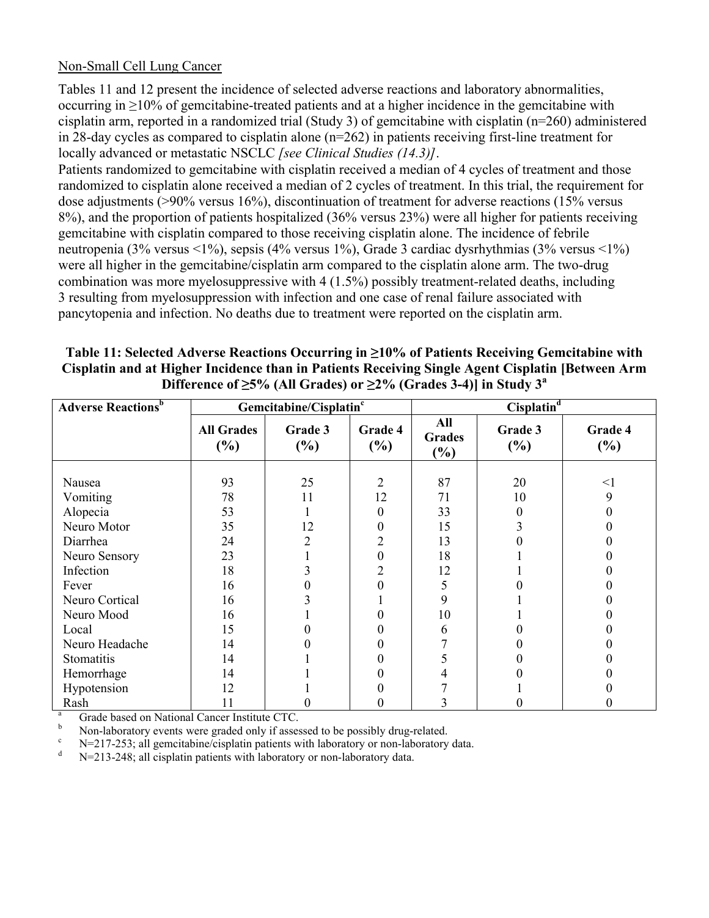Non-Small Cell Lung Cancer

Tables 11 and 12 present the incidence of selected adverse reactions and laboratory abnormalities, occurring in ≥10% of gemcitabine-treated patients and at a higher incidence in the gemcitabine with cisplatin arm, reported in a randomized trial (Study 3) of gemcitabine with cisplatin (n=260) administered in 28-day cycles as compared to cisplatin alone (n=262) in patients receiving first-line treatment for locally advanced or metastatic NSCLC *[see Clinical Studies (14.3)]*.

Patients randomized to gemcitabine with cisplatin received a median of 4 cycles of treatment and those randomized to cisplatin alone received a median of 2 cycles of treatment. In this trial, the requirement for dose adjustments (>90% versus 16%), discontinuation of treatment for adverse reactions (15% versus 8%), and the proportion of patients hospitalized (36% versus 23%) were all higher for patients receiving gemcitabine with cisplatin compared to those receiving cisplatin alone. The incidence of febrile neutropenia (3% versus <1%), sepsis (4% versus 1%), Grade 3 cardiac dysrhythmias (3% versus <1%) were all higher in the gemcitabine/cisplatin arm compared to the cisplatin alone arm. The two-drug combination was more myelosuppressive with 4 (1.5%) possibly treatment-related deaths, including 3 resulting from myelosuppression with infection and one case of renal failure associated with pancytopenia and infection. No deaths due to treatment were reported on the cisplatin arm.

**Table 11: Selected Adverse Reactions Occurring in ≥10% of Patients Receiving Gemcitabine with Cisplatin and at Higher Incidence than in Patients Receiving Single Agent Cisplatin [Between Arm Difference of ≥5% (All Grades) or ≥2% (Grades 3-4)] in Study 3[a]**

| Adverse Reactions[b] | Gemcitabine/Cisplatin[c] | | | Cisplatin[d] | | |
|---|---|---|---|---|---|---|
| | All Grades (%) | Grade 3 (%) | Grade 4 (%) | All Grades (%) | Grade 3 (%) | Grade 4 (%) |
| Nausea | 93 | 25 | 2 | 87 | 20 | <1 |
| Vomiting | 78 | 11 | 12 | 71 | 10 | 9 |
| Alopecia | 53 | 1 | 0 | 33 | 0 | 0 |
| Neuro Motor | 35 | 12 | 0 | 15 | 3 | 0 |
| Diarrhea | 24 | 2 | 2 | 13 | 0 | 0 |
| Neuro Sensory | 23 | 1 | 0 | 18 | 1 | 0 |
| Infection | 18 | 3 | 2 | 12 | 1 | 0 |
| Fever | 16 | 0 | 0 | 5 | 0 | 0 |
| Neuro Cortical | 16 | 3 | 1 | 9 | 1 | 0 |
| Neuro Mood | 16 | 1 | 0 | 10 | 1 | 0 |
| Local | 15 | 0 | 0 | 6 | 0 | 0 |
| Neuro Headache | 14 | 0 | 0 | 7 | 0 | 0 |
| Stomatitis | 14 | 1 | 0 | 5 | 0 | 0 |
| Hemorrhage | 14 | 1 | 0 | 4 | 0 | 0 |
| Hypotension | 12 | 1 | 0 | 7 | 1 | 0 |
| Rash | 11 | 0 | 0 | 3 | 0 | 0 |

[a] Grade based on National Cancer Institute CTC.
[b] Non-laboratory events were graded only if assessed to be possibly drug-related.
[c] N=217-253; all gemcitabine/cisplatin patients with laboratory or non-laboratory data.
[d] N=213-248; all cisplatin patients with laboratory or non-laboratory data.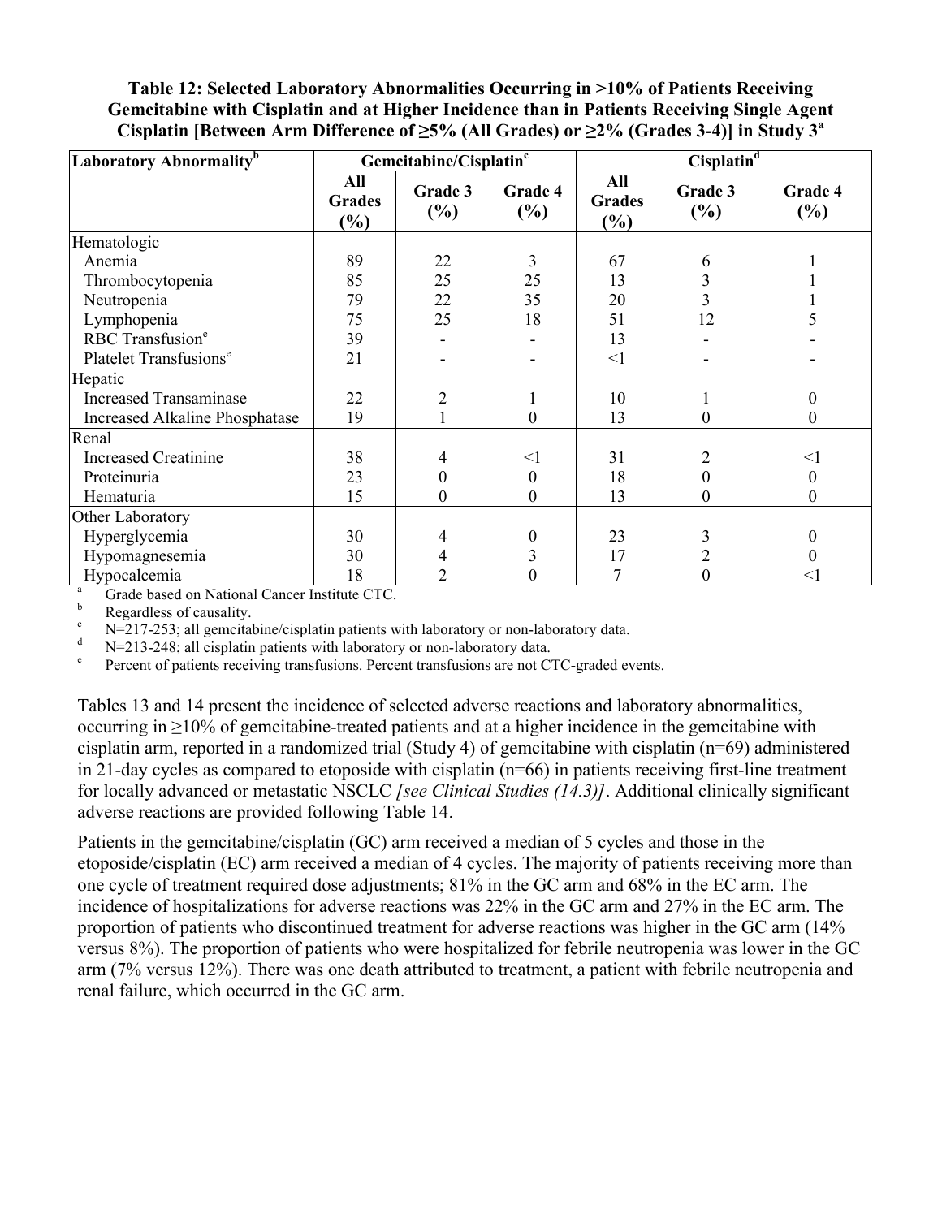**Table 12: Selected Laboratory Abnormalities Occurring in >10% of Patients Receiving Gemcitabine with Cisplatin and at Higher Incidence than in Patients Receiving Single Agent Cisplatin [Between Arm Difference of ≥5% (All Grades) or ≥2% (Grades 3-4)] in Study 3[a]**

| Laboratory Abnormality[b] | Gemcitabine/Cisplatin[c] | | | Cisplatin[d] | | |
|---|---|---|---|---|---|---|
| | All Grades (%) | Grade 3 (%) | Grade 4 (%) | All Grades (%) | Grade 3 (%) | Grade 4 (%) |
| Hematologic | | | | | | |
| Anemia | 89 | 22 | 3 | 67 | 6 | 1 |
| Thrombocytopenia | 85 | 25 | 25 | 13 | 3 | 1 |
| Neutropenia | 79 | 22 | 35 | 20 | 3 | 1 |
| Lymphopenia | 75 | 25 | 18 | 51 | 12 | 5 |
| RBC Transfusion[e] | 39 | - | - | 13 | - | - |
| Platelet Transfusions[e] | 21 | - | - | <1 | - | - |
| Hepatic | | | | | | |
| Increased Transaminase | 22 | 2 | 1 | 10 | 1 | 0 |
| Increased Alkaline Phosphatase | 19 | 1 | 0 | 13 | 0 | 0 |
| Renal | | | | | | |
| Increased Creatinine | 38 | 4 | <1 | 31 | 2 | <1 |
| Proteinuria | 23 | 0 | 0 | 18 | 0 | 0 |
| Hematuria | 15 | 0 | 0 | 13 | 0 | 0 |
| Other Laboratory | | | | | | |
| Hyperglycemia | 30 | 4 | 0 | 23 | 3 | 0 |
| Hypomagnesemia | 30 | 4 | 3 | 17 | 2 | 0 |
| Hypocalcemia | 18 | 2 | 0 | 7 | 0 | <1 |

[a] Grade based on National Cancer Institute CTC.
[b] Regardless of causality.
[c] N=217-253; all gemcitabine/cisplatin patients with laboratory or non-laboratory data.
[d] N=213-248; all cisplatin patients with laboratory or non-laboratory data.
[e] Percent of patients receiving transfusions. Percent transfusions are not CTC-graded events.

Tables 13 and 14 present the incidence of selected adverse reactions and laboratory abnormalities, occurring in ≥10% of gemcitabine-treated patients and at a higher incidence in the gemcitabine with cisplatin arm, reported in a randomized trial (Study 4) of gemcitabine with cisplatin (n=69) administered in 21-day cycles as compared to etoposide with cisplatin (n=66) in patients receiving first-line treatment for locally advanced or metastatic NSCLC *[see Clinical Studies (14.3)]*. Additional clinically significant adverse reactions are provided following Table 14.

Patients in the gemcitabine/cisplatin (GC) arm received a median of 5 cycles and those in the etoposide/cisplatin (EC) arm received a median of 4 cycles. The majority of patients receiving more than one cycle of treatment required dose adjustments; 81% in the GC arm and 68% in the EC arm. The incidence of hospitalizations for adverse reactions was 22% in the GC arm and 27% in the EC arm. The proportion of patients who discontinued treatment for adverse reactions was higher in the GC arm (14% versus 8%). The proportion of patients who were hospitalized for febrile neutropenia was lower in the GC arm (7% versus 12%). There was one death attributed to treatment, a patient with febrile neutropenia and renal failure, which occurred in the GC arm.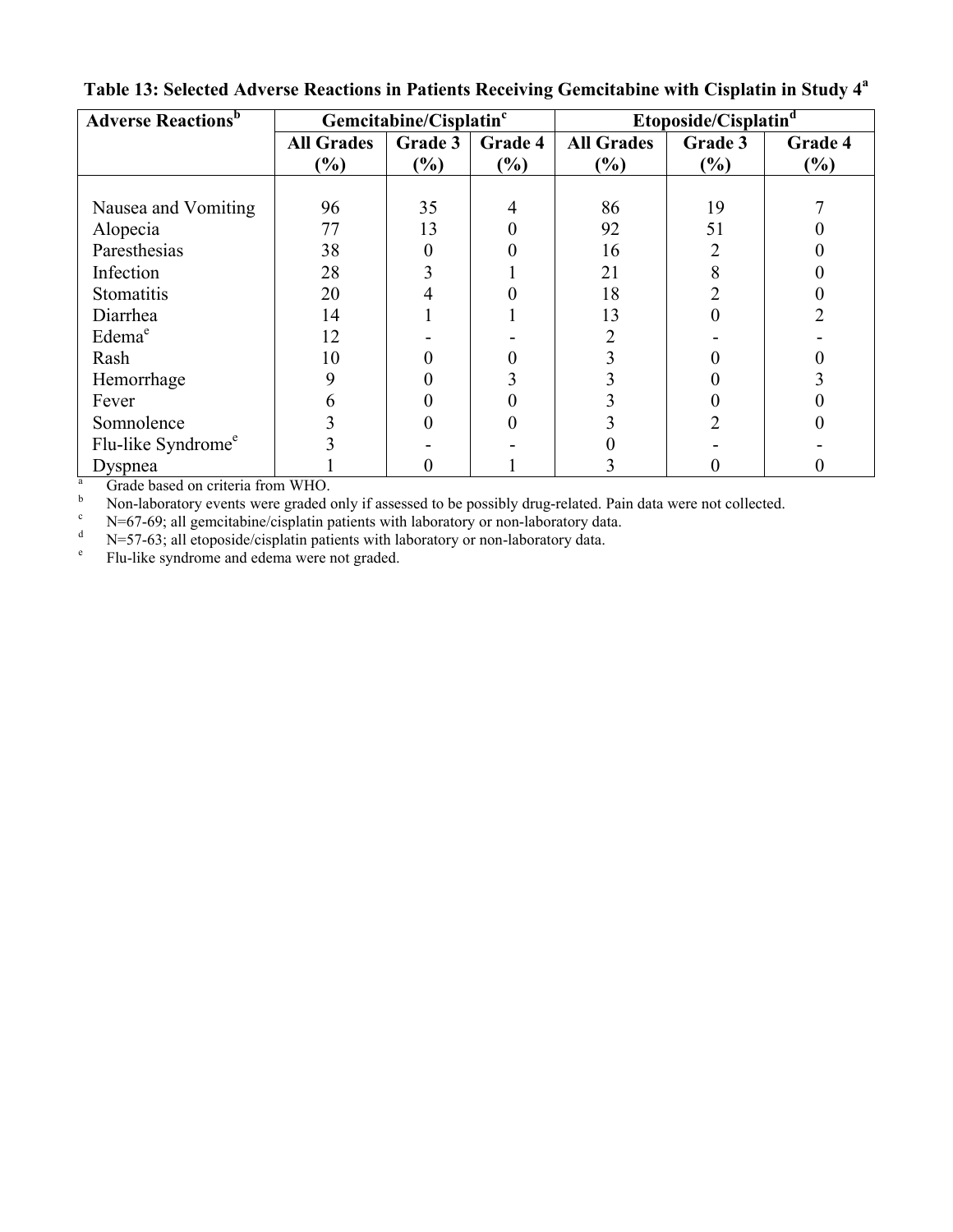**Table 13: Selected Adverse Reactions in Patients Receiving Gemcitabine with Cisplatin in Study 4[a]**

| Adverse Reactions[b] | Gemcitabine/Cisplatin[c] | | | Etoposide/Cisplatin[d] | | |
|---|---|---|---|---|---|---|
| | All Grades (%) | Grade 3 (%) | Grade 4 (%) | All Grades (%) | Grade 3 (%) | Grade 4 (%) |
| Nausea and Vomiting | 96 | 35 | 4 | 86 | 19 | 7 |
| Alopecia | 77 | 13 | 0 | 92 | 51 | 0 |
| Paresthesias | 38 | 0 | 0 | 16 | 2 | 0 |
| Infection | 28 | 3 | 1 | 21 | 8 | 0 |
| Stomatitis | 20 | 4 | 0 | 18 | 2 | 0 |
| Diarrhea | 14 | 1 | 1 | 13 | 0 | 2 |
| Edema[e] | 12 | - | - | 2 | - | - |
| Rash | 10 | 0 | 0 | 3 | 0 | 0 |
| Hemorrhage | 9 | 0 | 3 | 3 | 0 | 3 |
| Fever | 6 | 0 | 0 | 3 | 0 | 0 |
| Somnolence | 3 | 0 | 0 | 3 | 2 | 0 |
| Flu-like Syndrome[e] | 3 | - | - | 0 | - | - |
| Dyspnea | 1 | 0 | 1 | 3 | 0 | 0 |

[a] Grade based on criteria from WHO.

[b] Non-laboratory events were graded only if assessed to be possibly drug-related. Pain data were not collected.

[c] N=67-69; all gemcitabine/cisplatin patients with laboratory or non-laboratory data.

[d] N=57-63; all etoposide/cisplatin patients with laboratory or non-laboratory data.

[e] Flu-like syndrome and edema were not graded.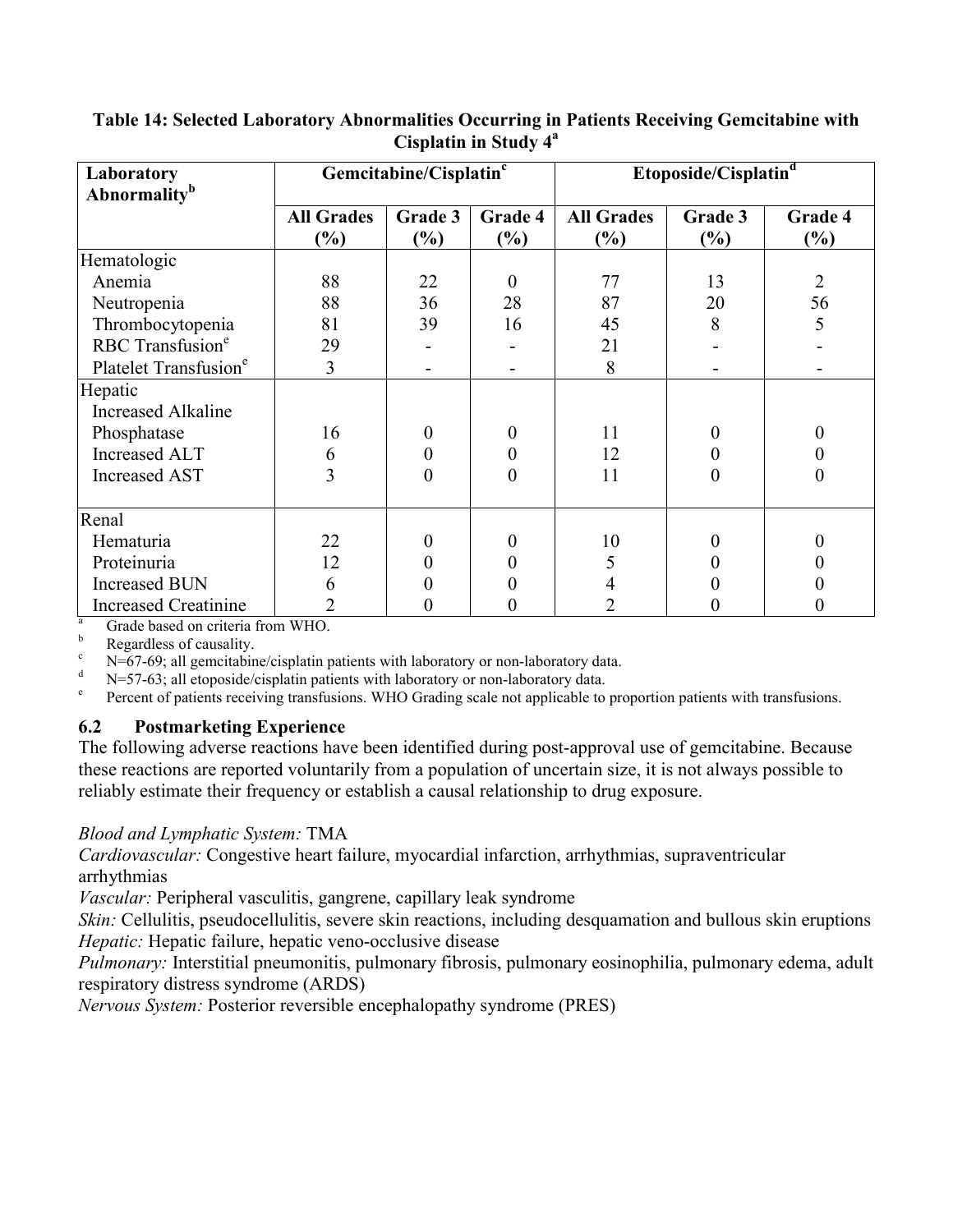**Table 14: Selected Laboratory Abnormalities Occurring in Patients Receiving Gemcitabine with Cisplatin in Study 4[a]**

| Laboratory Abnormality[b] | Gemcitabine/Cisplatin[c] | | | Etoposide/Cisplatin[d] | | |
|---|---|---|---|---|---|---|
| | All Grades (%) | Grade 3 (%) | Grade 4 (%) | All Grades (%) | Grade 3 (%) | Grade 4 (%) |
| Hematologic | | | | | | |
| Anemia | 88 | 22 | 0 | 77 | 13 | 2 |
| Neutropenia | 88 | 36 | 28 | 87 | 20 | 56 |
| Thrombocytopenia | 81 | 39 | 16 | 45 | 8 | 5 |
| RBC Transfusion[e] | 29 | - | - | 21 | - | - |
| Platelet Transfusion[e] | 3 | - | - | 8 | - | - |
| Hepatic | | | | | | |
| Increased Alkaline Phosphatase | 16 | 0 | 0 | 11 | 0 | 0 |
| Increased ALT | 6 | 0 | 0 | 12 | 0 | 0 |
| Increased AST | 3 | 0 | 0 | 11 | 0 | 0 |
| Renal | | | | | | |
| Hematuria | 22 | 0 | 0 | 10 | 0 | 0 |
| Proteinuria | 12 | 0 | 0 | 5 | 0 | 0 |
| Increased BUN | 6 | 0 | 0 | 4 | 0 | 0 |
| Increased Creatinine | 2 | 0 | 0 | 2 | 0 | 0 |

[a] Grade based on criteria from WHO.
[b] Regardless of causality.
[c] N=67-69; all gemcitabine/cisplatin patients with laboratory or non-laboratory data.
[d] N=57-63; all etoposide/cisplatin patients with laboratory or non-laboratory data.
[e] Percent of patients receiving transfusions. WHO Grading scale not applicable to proportion patients with transfusions.

### 6.2 Postmarketing Experience

The following adverse reactions have been identified during post-approval use of gemcitabine. Because these reactions are reported voluntarily from a population of uncertain size, it is not always possible to reliably estimate their frequency or establish a causal relationship to drug exposure.

*Blood and Lymphatic System:* TMA
*Cardiovascular:* Congestive heart failure, myocardial infarction, arrhythmias, supraventricular arrhythmias
*Vascular:* Peripheral vasculitis, gangrene, capillary leak syndrome
*Skin:* Cellulitis, pseudocellulitis, severe skin reactions, including desquamation and bullous skin eruptions
*Hepatic:* Hepatic failure, hepatic veno-occlusive disease
*Pulmonary:* Interstitial pneumonitis, pulmonary fibrosis, pulmonary eosinophilia, pulmonary edema, adult respiratory distress syndrome (ARDS)
*Nervous System:* Posterior reversible encephalopathy syndrome (PRES)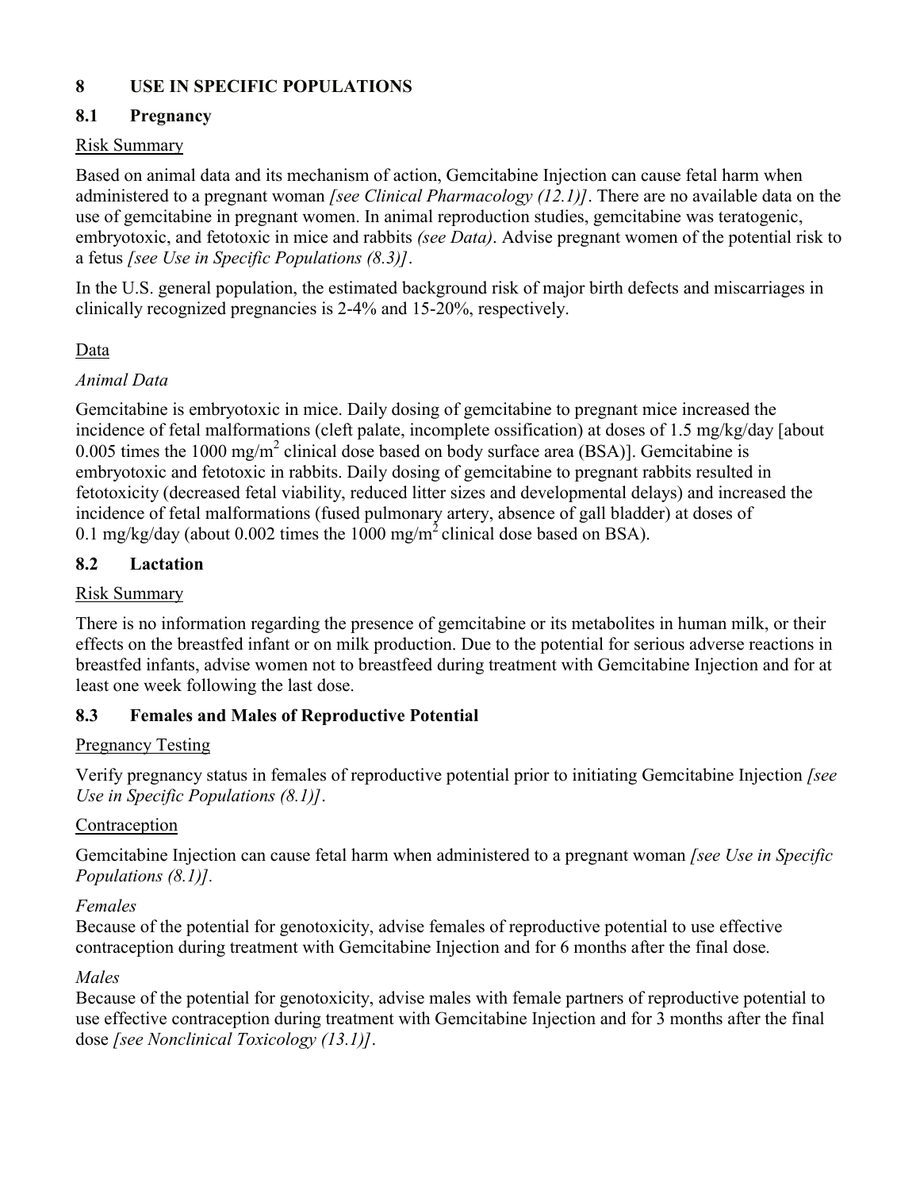## 8 USE IN SPECIFIC POPULATIONS

### 8.1 Pregnancy

Risk Summary

Based on animal data and its mechanism of action, Gemcitabine Injection can cause fetal harm when administered to a pregnant woman *[see Clinical Pharmacology (12.1)]*. There are no available data on the use of gemcitabine in pregnant women. In animal reproduction studies, gemcitabine was teratogenic, embryotoxic, and fetotoxic in mice and rabbits *(see Data)*. Advise pregnant women of the potential risk to a fetus *[see Use in Specific Populations (8.3)]*.

In the U.S. general population, the estimated background risk of major birth defects and miscarriages in clinically recognized pregnancies is 2-4% and 15-20%, respectively.

Data

*Animal Data*

Gemcitabine is embryotoxic in mice. Daily dosing of gemcitabine to pregnant mice increased the incidence of fetal malformations (cleft palate, incomplete ossification) at doses of 1.5 mg/kg/day [about 0.005 times the 1000 mg/m$^2$ clinical dose based on body surface area (BSA)]. Gemcitabine is embryotoxic and fetotoxic in rabbits. Daily dosing of gemcitabine to pregnant rabbits resulted in fetotoxicity (decreased fetal viability, reduced litter sizes and developmental delays) and increased the incidence of fetal malformations (fused pulmonary artery, absence of gall bladder) at doses of 0.1 mg/kg/day (about 0.002 times the 1000 mg/m$^2$ clinical dose based on BSA).

### 8.2 Lactation

Risk Summary

There is no information regarding the presence of gemcitabine or its metabolites in human milk, or their effects on the breastfed infant or on milk production. Due to the potential for serious adverse reactions in breastfed infants, advise women not to breastfeed during treatment with Gemcitabine Injection and for at least one week following the last dose.

### 8.3 Females and Males of Reproductive Potential

Pregnancy Testing

Verify pregnancy status in females of reproductive potential prior to initiating Gemcitabine Injection *[see Use in Specific Populations (8.1)]*.

Contraception

Gemcitabine Injection can cause fetal harm when administered to a pregnant woman *[see Use in Specific Populations (8.1)]*.

*Females*
Because of the potential for genotoxicity, advise females of reproductive potential to use effective contraception during treatment with Gemcitabine Injection and for 6 months after the final dose.

*Males*
Because of the potential for genotoxicity, advise males with female partners of reproductive potential to use effective contraception during treatment with Gemcitabine Injection and for 3 months after the final dose *[see Nonclinical Toxicology (13.1)]*.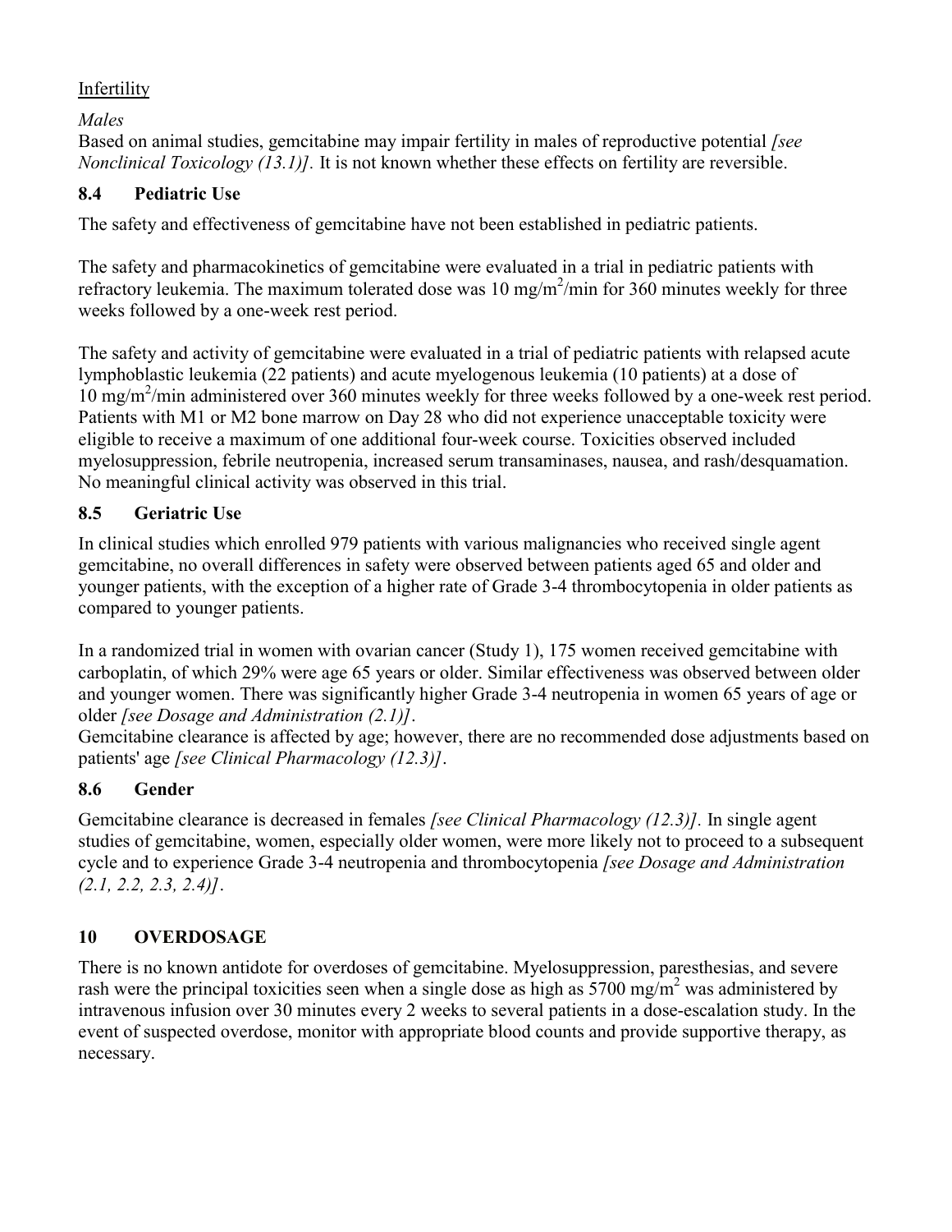Infertility

*Males*

Based on animal studies, gemcitabine may impair fertility in males of reproductive potential *[see Nonclinical Toxicology (13.1)].* It is not known whether these effects on fertility are reversible.

### 8.4 Pediatric Use

The safety and effectiveness of gemcitabine have not been established in pediatric patients.

The safety and pharmacokinetics of gemcitabine were evaluated in a trial in pediatric patients with refractory leukemia. The maximum tolerated dose was 10 $mg/m^2$/min for 360 minutes weekly for three weeks followed by a one-week rest period.

The safety and activity of gemcitabine were evaluated in a trial of pediatric patients with relapsed acute lymphoblastic leukemia (22 patients) and acute myelogenous leukemia (10 patients) at a dose of 10 $mg/m^2$/min administered over 360 minutes weekly for three weeks followed by a one-week rest period. Patients with M1 or M2 bone marrow on Day 28 who did not experience unacceptable toxicity were eligible to receive a maximum of one additional four-week course. Toxicities observed included myelosuppression, febrile neutropenia, increased serum transaminases, nausea, and rash/desquamation. No meaningful clinical activity was observed in this trial.

### 8.5 Geriatric Use

In clinical studies which enrolled 979 patients with various malignancies who received single agent gemcitabine, no overall differences in safety were observed between patients aged 65 and older and younger patients, with the exception of a higher rate of Grade 3-4 thrombocytopenia in older patients as compared to younger patients.

In a randomized trial in women with ovarian cancer (Study 1), 175 women received gemcitabine with carboplatin, of which 29% were age 65 years or older. Similar effectiveness was observed between older and younger women. There was significantly higher Grade 3-4 neutropenia in women 65 years of age or older *[see Dosage and Administration (2.1)]*.

Gemcitabine clearance is affected by age; however, there are no recommended dose adjustments based on patients' age *[see Clinical Pharmacology (12.3)]*.

### 8.6 Gender

Gemcitabine clearance is decreased in females *[see Clinical Pharmacology (12.3)].* In single agent studies of gemcitabine, women, especially older women, were more likely not to proceed to a subsequent cycle and to experience Grade 3-4 neutropenia and thrombocytopenia *[see Dosage and Administration (2.1, 2.2, 2.3, 2.4)]*.

## 10 OVERDOSAGE

There is no known antidote for overdoses of gemcitabine. Myelosuppression, paresthesias, and severe rash were the principal toxicities seen when a single dose as high as 5700 $mg/m^2$ was administered by intravenous infusion over 30 minutes every 2 weeks to several patients in a dose-escalation study. In the event of suspected overdose, monitor with appropriate blood counts and provide supportive therapy, as necessary.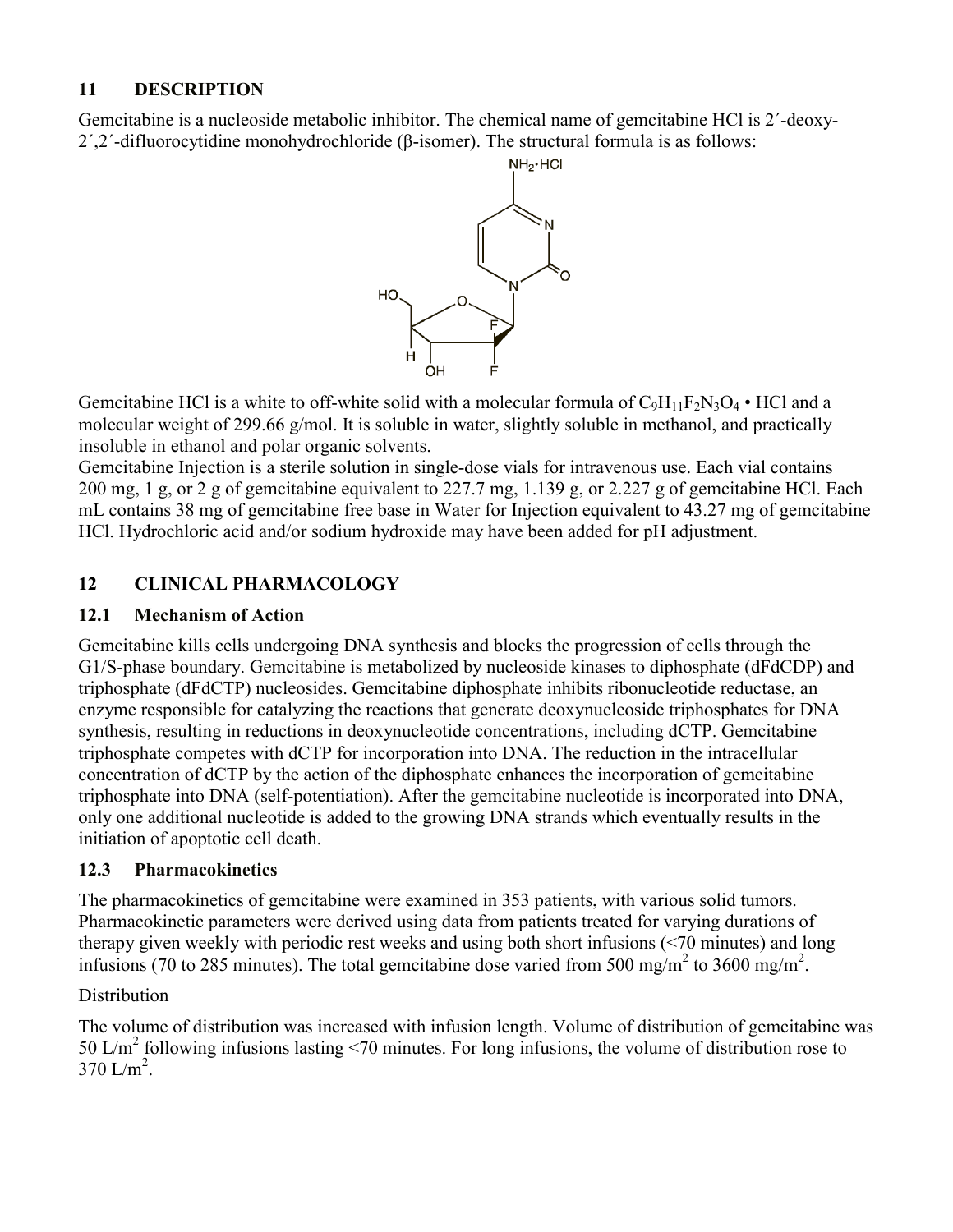## 11 DESCRIPTION

Gemcitabine is a nucleoside metabolic inhibitor. The chemical name of gemcitabine HCl is 2′-deoxy-2′,2′-difluorocytidine monohydrochloride (β-isomer). The structural formula is as follows:

Gemcitabine HCl is a white to off-white solid with a molecular formula of $C_9H_{11}F_2N_3O_4$ • HCl and a molecular weight of 299.66 g/mol. It is soluble in water, slightly soluble in methanol, and practically insoluble in ethanol and polar organic solvents.

Gemcitabine Injection is a sterile solution in single-dose vials for intravenous use. Each vial contains 200 mg, 1 g, or 2 g of gemcitabine equivalent to 227.7 mg, 1.139 g, or 2.227 g of gemcitabine HCl. Each mL contains 38 mg of gemcitabine free base in Water for Injection equivalent to 43.27 mg of gemcitabine HCl. Hydrochloric acid and/or sodium hydroxide may have been added for pH adjustment.

## 12 CLINICAL PHARMACOLOGY

### 12.1 Mechanism of Action

Gemcitabine kills cells undergoing DNA synthesis and blocks the progression of cells through the G1/S-phase boundary. Gemcitabine is metabolized by nucleoside kinases to diphosphate (dFdCDP) and triphosphate (dFdCTP) nucleosides. Gemcitabine diphosphate inhibits ribonucleotide reductase, an enzyme responsible for catalyzing the reactions that generate deoxynucleoside triphosphates for DNA synthesis, resulting in reductions in deoxynucleotide concentrations, including dCTP. Gemcitabine triphosphate competes with dCTP for incorporation into DNA. The reduction in the intracellular concentration of dCTP by the action of the diphosphate enhances the incorporation of gemcitabine triphosphate into DNA (self-potentiation). After the gemcitabine nucleotide is incorporated into DNA, only one additional nucleotide is added to the growing DNA strands which eventually results in the initiation of apoptotic cell death.

### 12.3 Pharmacokinetics

The pharmacokinetics of gemcitabine were examined in 353 patients, with various solid tumors. Pharmacokinetic parameters were derived using data from patients treated for varying durations of therapy given weekly with periodic rest weeks and using both short infusions (<70 minutes) and long infusions (70 to 285 minutes). The total gemcitabine dose varied from 500 mg/m$^2$ to 3600 mg/m$^2$.

Distribution

The volume of distribution was increased with infusion length. Volume of distribution of gemcitabine was 50 L/m$^2$ following infusions lasting <70 minutes. For long infusions, the volume of distribution rose to 370 L/m$^2$.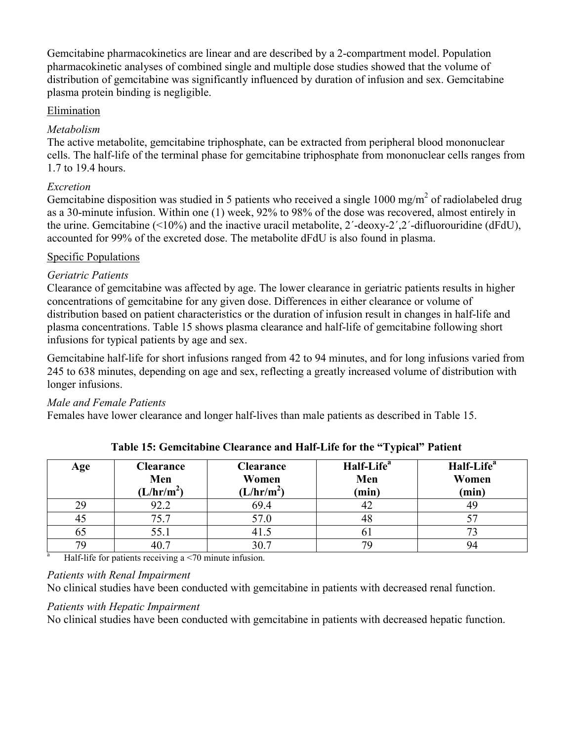Gemcitabine pharmacokinetics are linear and are described by a 2-compartment model. Population pharmacokinetic analyses of combined single and multiple dose studies showed that the volume of distribution of gemcitabine was significantly influenced by duration of infusion and sex. Gemcitabine plasma protein binding is negligible.

## Elimination

*Metabolism*

The active metabolite, gemcitabine triphosphate, can be extracted from peripheral blood mononuclear cells. The half-life of the terminal phase for gemcitabine triphosphate from mononuclear cells ranges from 1.7 to 19.4 hours.

*Excretion*

Gemcitabine disposition was studied in 5 patients who received a single 1000 mg/m$^2$ of radiolabeled drug as a 30-minute infusion. Within one (1) week, 92% to 98% of the dose was recovered, almost entirely in the urine. Gemcitabine (<10%) and the inactive uracil metabolite, 2´-deoxy-2´,2´-difluorouridine (dFdU), accounted for 99% of the excreted dose. The metabolite dFdU is also found in plasma.

## Specific Populations

*Geriatric Patients*

Clearance of gemcitabine was affected by age. The lower clearance in geriatric patients results in higher concentrations of gemcitabine for any given dose. Differences in either clearance or volume of distribution based on patient characteristics or the duration of infusion result in changes in half-life and plasma concentrations. Table 15 shows plasma clearance and half-life of gemcitabine following short infusions for typical patients by age and sex.

Gemcitabine half-life for short infusions ranged from 42 to 94 minutes, and for long infusions varied from 245 to 638 minutes, depending on age and sex, reflecting a greatly increased volume of distribution with longer infusions.

*Male and Female Patients*

Females have lower clearance and longer half-lives than male patients as described in Table 15.

**Table 15: Gemcitabine Clearance and Half-Life for the "Typical" Patient**

| Age | Clearance Men (L/hr/m$^2$) | Clearance Women (L/hr/m$^2$) | Half-Life[a] Men (min) | Half-Life[a] Women (min) |
|---|---|---|---|---|
| 29 | 92.2 | 69.4 | 42 | 49 |
| 45 | 75.7 | 57.0 | 48 | 57 |
| 65 | 55.1 | 41.5 | 61 | 73 |
| 79 | 40.7 | 30.7 | 79 | 94 |

[a] Half-life for patients receiving a <70 minute infusion.

*Patients with Renal Impairment*

No clinical studies have been conducted with gemcitabine in patients with decreased renal function.

*Patients with Hepatic Impairment*

No clinical studies have been conducted with gemcitabine in patients with decreased hepatic function.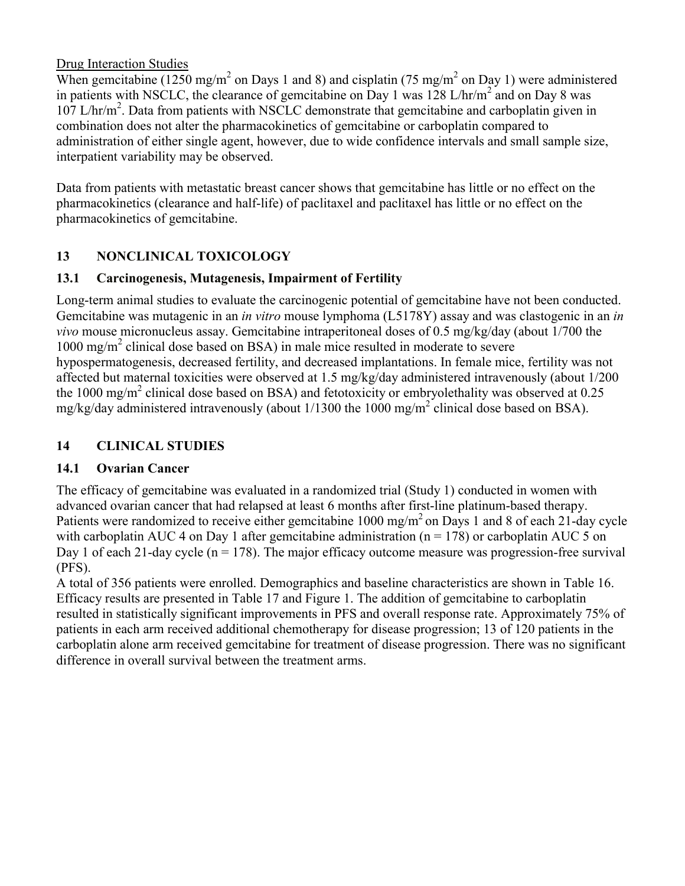Drug Interaction Studies

When gemcitabine (1250 mg/m$^2$ on Days 1 and 8) and cisplatin (75 mg/m$^2$ on Day 1) were administered in patients with NSCLC, the clearance of gemcitabine on Day 1 was 128 L/hr/m$^2$ and on Day 8 was 107 L/hr/m$^2$. Data from patients with NSCLC demonstrate that gemcitabine and carboplatin given in combination does not alter the pharmacokinetics of gemcitabine or carboplatin compared to administration of either single agent, however, due to wide confidence intervals and small sample size, interpatient variability may be observed.

Data from patients with metastatic breast cancer shows that gemcitabine has little or no effect on the pharmacokinetics (clearance and half-life) of paclitaxel and paclitaxel has little or no effect on the pharmacokinetics of gemcitabine.

## 13 NONCLINICAL TOXICOLOGY

### 13.1 Carcinogenesis, Mutagenesis, Impairment of Fertility

Long-term animal studies to evaluate the carcinogenic potential of gemcitabine have not been conducted. Gemcitabine was mutagenic in an *in vitro* mouse lymphoma (L5178Y) assay and was clastogenic in an *in vivo* mouse micronucleus assay. Gemcitabine intraperitoneal doses of 0.5 mg/kg/day (about 1/700 the 1000 mg/m$^2$ clinical dose based on BSA) in male mice resulted in moderate to severe hypospermatogenesis, decreased fertility, and decreased implantations. In female mice, fertility was not affected but maternal toxicities were observed at 1.5 mg/kg/day administered intravenously (about 1/200 the 1000 mg/m$^2$ clinical dose based on BSA) and fetotoxicity or embryolethality was observed at 0.25 mg/kg/day administered intravenously (about 1/1300 the 1000 mg/m$^2$ clinical dose based on BSA).

## 14 CLINICAL STUDIES

### 14.1 Ovarian Cancer

The efficacy of gemcitabine was evaluated in a randomized trial (Study 1) conducted in women with advanced ovarian cancer that had relapsed at least 6 months after first-line platinum-based therapy. Patients were randomized to receive either gemcitabine 1000 mg/m$^2$ on Days 1 and 8 of each 21-day cycle with carboplatin AUC 4 on Day 1 after gemcitabine administration (n = 178) or carboplatin AUC 5 on Day 1 of each 21-day cycle (n = 178). The major efficacy outcome measure was progression-free survival (PFS).

A total of 356 patients were enrolled. Demographics and baseline characteristics are shown in Table 16. Efficacy results are presented in Table 17 and Figure 1. The addition of gemcitabine to carboplatin resulted in statistically significant improvements in PFS and overall response rate. Approximately 75% of patients in each arm received additional chemotherapy for disease progression; 13 of 120 patients in the carboplatin alone arm received gemcitabine for treatment of disease progression. There was no significant difference in overall survival between the treatment arms.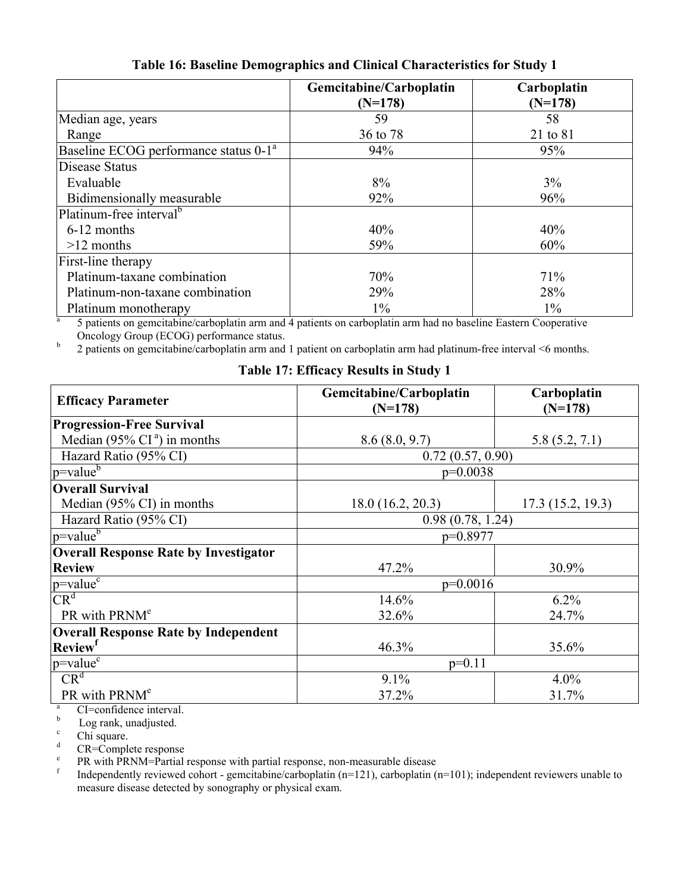**Table 16: Baseline Demographics and Clinical Characteristics for Study 1**

| | Gemcitabine/Carboplatin (N=178) | Carboplatin (N=178) |
|---|---|---|
| Median age, years | 59 | 58 |
| Range | 36 to 78 | 21 to 81 |
| Baseline ECOG performance status 0-1[a] | 94% | 95% |
| Disease Status | | |
| Evaluable | 8% | 3% |
| Bidimensionally measurable | 92% | 96% |
| Platinum-free interval[b] | | |
| 6-12 months | 40% | 40% |
| >12 months | 59% | 60% |
| First-line therapy | | |
| Platinum-taxane combination | 70% | 71% |
| Platinum-non-taxane combination | 29% | 28% |
| Platinum monotherapy | 1% | 1% |

[a] 5 patients on gemcitabine/carboplatin arm and 4 patients on carboplatin arm had no baseline Eastern Cooperative Oncology Group (ECOG) performance status.

[b] 2 patients on gemcitabine/carboplatin arm and 1 patient on carboplatin arm had platinum-free interval <6 months.

**Table 17: Efficacy Results in Study 1**

| Efficacy Parameter | Gemcitabine/Carboplatin (N=178) | Carboplatin (N=178) |
|---|---|---|
| **Progression-Free Survival** | | |
| Median (95% CI[a]) in months | 8.6 (8.0, 9.7) | 5.8 (5.2, 7.1) |
| Hazard Ratio (95% CI) | 0.72 (0.57, 0.90) | |
| p=value[b] | p=0.0038 | |
| **Overall Survival** | | |
| Median (95% CI) in months | 18.0 (16.2, 20.3) | 17.3 (15.2, 19.3) |
| Hazard Ratio (95% CI) | 0.98 (0.78, 1.24) | |
| p=value[b] | p=0.8977 | |
| **Overall Response Rate by Investigator Review** | 47.2% | 30.9% |
| p=value[c] | p=0.0016 | |
| CR[d] | 14.6% | 6.2% |
| PR with PRNM[e] | 32.6% | 24.7% |
| **Overall Response Rate by Independent Review[f]** | 46.3% | 35.6% |
| p=value[c] | p=0.11 | |
| CR[d] | 9.1% | 4.0% |
| PR with PRNM[e] | 37.2% | 31.7% |

[a] CI=confidence interval.

[b] Log rank, unadjusted.

[c] Chi square.

[d] CR=Complete response

[e] PR with PRNM=Partial response with partial response, non-measurable disease

[f] Independently reviewed cohort - gemcitabine/carboplatin (n=121), carboplatin (n=101); independent reviewers unable to measure disease detected by sonography or physical exam.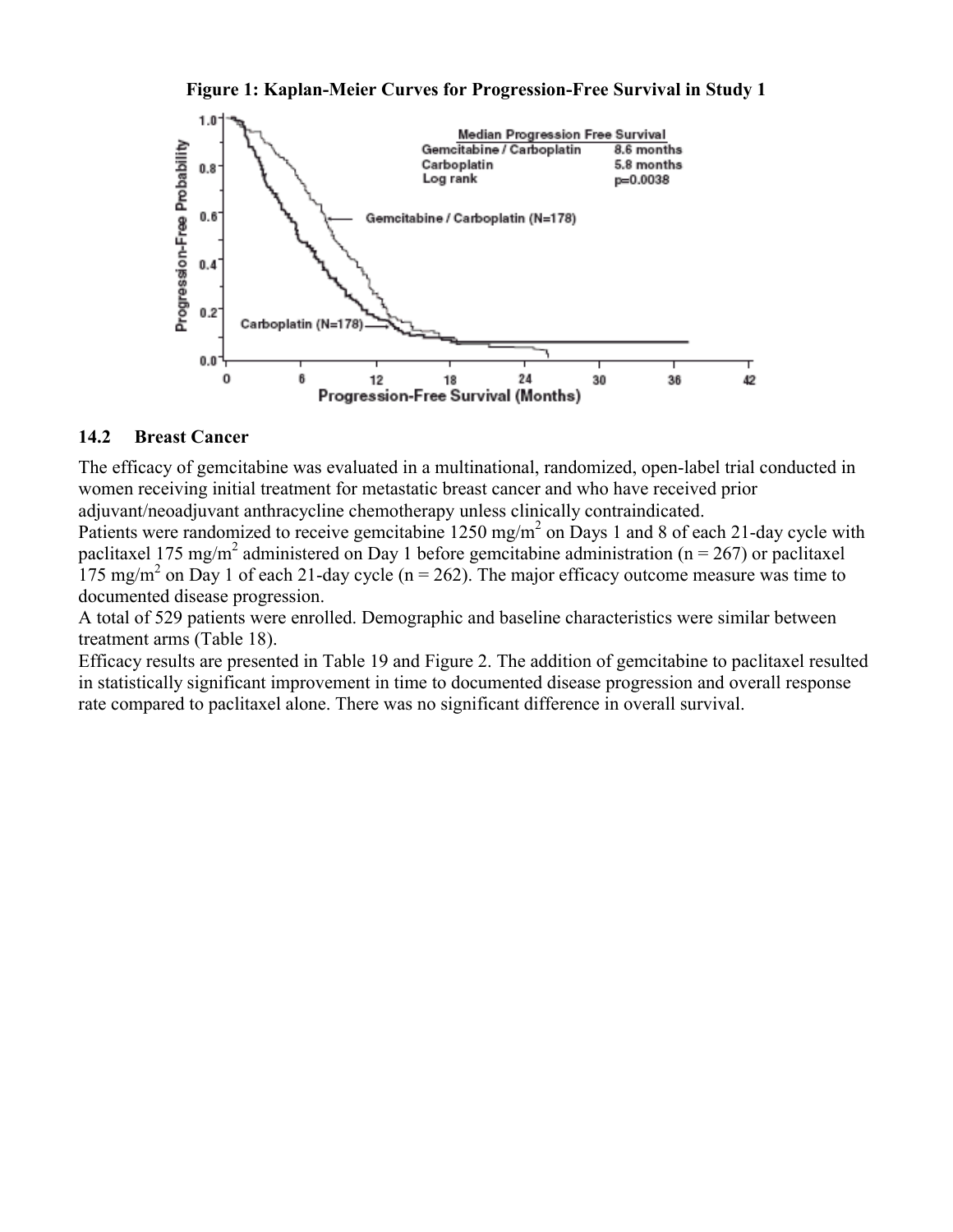**Figure 1: Kaplan-Meier Curves for Progression-Free Survival in Study 1**

## 14.2 Breast Cancer

The efficacy of gemcitabine was evaluated in a multinational, randomized, open-label trial conducted in women receiving initial treatment for metastatic breast cancer and who have received prior adjuvant/neoadjuvant anthracycline chemotherapy unless clinically contraindicated.

Patients were randomized to receive gemcitabine 1250 mg/m$^2$ on Days 1 and 8 of each 21-day cycle with paclitaxel 175 mg/m$^2$ administered on Day 1 before gemcitabine administration (n = 267) or paclitaxel 175 mg/m$^2$ on Day 1 of each 21-day cycle (n = 262). The major efficacy outcome measure was time to documented disease progression.

A total of 529 patients were enrolled. Demographic and baseline characteristics were similar between treatment arms (Table 18).

Efficacy results are presented in Table 19 and Figure 2. The addition of gemcitabine to paclitaxel resulted in statistically significant improvement in time to documented disease progression and overall response rate compared to paclitaxel alone. There was no significant difference in overall survival.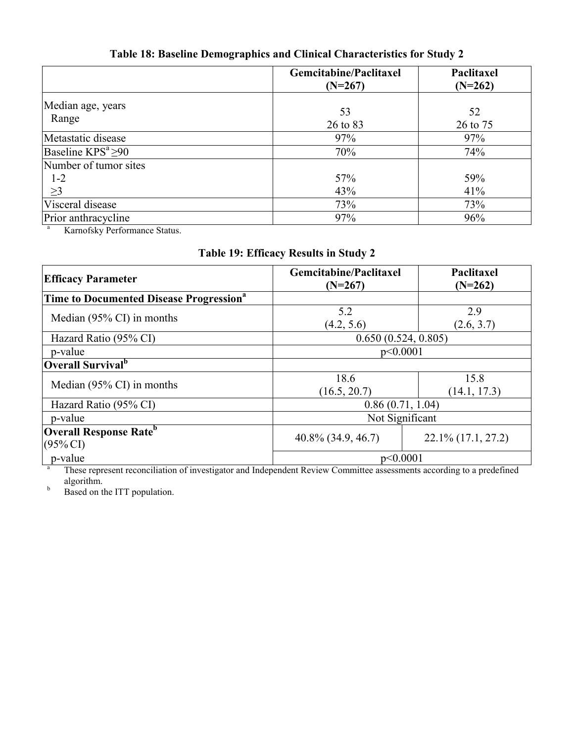**Table 18: Baseline Demographics and Clinical Characteristics for Study 2**

| | Gemcitabine/Paclitaxel (N=267) | Paclitaxel (N=262) |
|---|---|---|
| Median age, years | 53 | 52 |
| Range | 26 to 83 | 26 to 75 |
| Metastatic disease | 97% | 97% |
| Baseline KPS[a] ≥90 | 70% | 74% |
| Number of tumor sites | | |
| 1-2 | 57% | 59% |
| ≥3 | 43% | 41% |
| Visceral disease | 73% | 73% |
| Prior anthracycline | 97% | 96% |

[a] Karnofsky Performance Status.

**Table 19: Efficacy Results in Study 2**

| Efficacy Parameter | Gemcitabine/Paclitaxel (N=267) | Paclitaxel (N=262) |
|---|---|---|
| **Time to Documented Disease Progression[a]** | | |
| Median (95% CI) in months | 5.2 (4.2, 5.6) | 2.9 (2.6, 3.7) |
| Hazard Ratio (95% CI) | 0.650 (0.524, 0.805) | |
| p-value | p<0.0001 | |
| **Overall Survival[b]** | | |
| Median (95% CI) in months | 18.6 (16.5, 20.7) | 15.8 (14.1, 17.3) |
| Hazard Ratio (95% CI) | 0.86 (0.71, 1.04) | |
| p-value | Not Significant | |
| **Overall Response Rate[b]** (95% CI) | 40.8% (34.9, 46.7) | 22.1% (17.1, 27.2) |
| p-value | p<0.0001 | |

[a] These represent reconciliation of investigator and Independent Review Committee assessments according to a predefined algorithm.

[b] Based on the ITT population.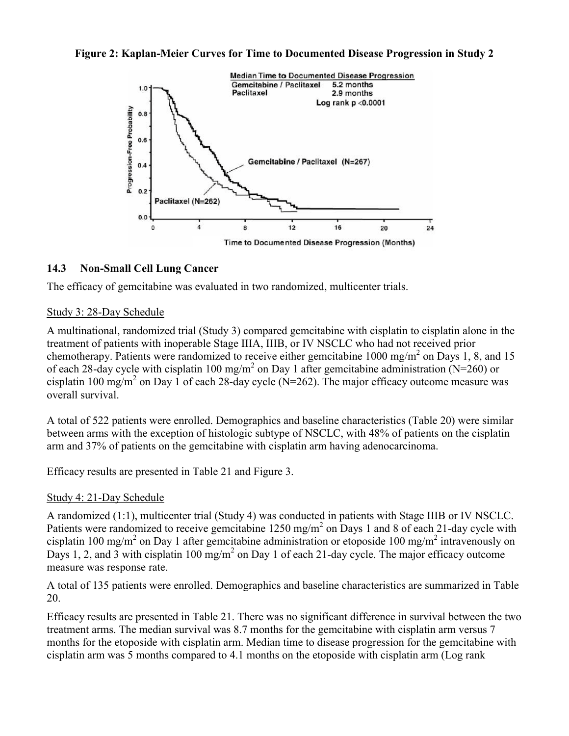**Figure 2: Kaplan-Meier Curves for Time to Documented Disease Progression in Study 2**

### 14.3 Non-Small Cell Lung Cancer

The efficacy of gemcitabine was evaluated in two randomized, multicenter trials.

Study 3: 28-Day Schedule

A multinational, randomized trial (Study 3) compared gemcitabine with cisplatin to cisplatin alone in the treatment of patients with inoperable Stage IIIA, IIIB, or IV NSCLC who had not received prior chemotherapy. Patients were randomized to receive either gemcitabine 1000 mg/m$^2$ on Days 1, 8, and 15 of each 28-day cycle with cisplatin 100 mg/m$^2$ on Day 1 after gemcitabine administration (N=260) or cisplatin 100 mg/m$^2$ on Day 1 of each 28-day cycle (N=262). The major efficacy outcome measure was overall survival.

A total of 522 patients were enrolled. Demographics and baseline characteristics (Table 20) were similar between arms with the exception of histologic subtype of NSCLC, with 48% of patients on the cisplatin arm and 37% of patients on the gemcitabine with cisplatin arm having adenocarcinoma.

Efficacy results are presented in Table 21 and Figure 3.

Study 4: 21-Day Schedule

A randomized (1:1), multicenter trial (Study 4) was conducted in patients with Stage IIIB or IV NSCLC. Patients were randomized to receive gemcitabine 1250 mg/m$^2$ on Days 1 and 8 of each 21-day cycle with cisplatin 100 mg/m$^2$ on Day 1 after gemcitabine administration or etoposide 100 mg/m$^2$ intravenously on Days 1, 2, and 3 with cisplatin 100 mg/m$^2$ on Day 1 of each 21-day cycle. The major efficacy outcome measure was response rate.

A total of 135 patients were enrolled. Demographics and baseline characteristics are summarized in Table 20.

Efficacy results are presented in Table 21. There was no significant difference in survival between the two treatment arms. The median survival was 8.7 months for the gemcitabine with cisplatin arm versus 7 months for the etoposide with cisplatin arm. Median time to disease progression for the gemcitabine with cisplatin arm was 5 months compared to 4.1 months on the etoposide with cisplatin arm (Log rank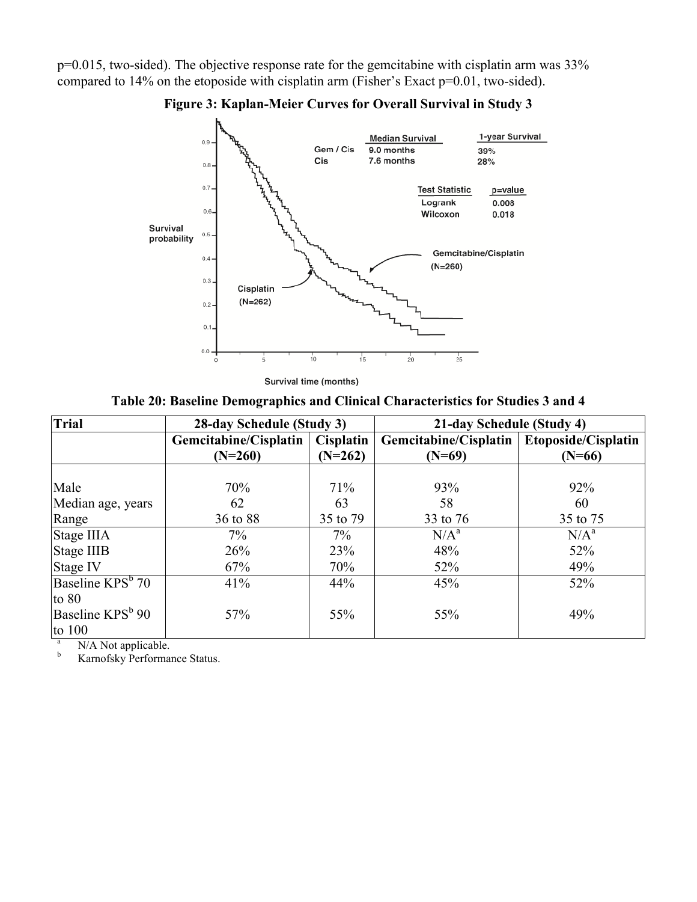p=0.015, two-sided). The objective response rate for the gemcitabine with cisplatin arm was 33% compared to 14% on the etoposide with cisplatin arm (Fisher's Exact p=0.01, two-sided).

**Figure 3: Kaplan-Meier Curves for Overall Survival in Study 3**

|  | Median Survival | 1-year Survival |
|---|---|---|
| Gem / Cis | 9.0 months | 39% |
| Cis | 7.6 months | 28% |

| Test Statistic | p=value |
|---|---|
| Logrank | 0.008 |
| Wilcoxon | 0.018 |

Gemcitabine/Cisplatin (N=260)

Cisplatin (N=262)

Survival probability

Survival time (months)

**Table 20: Baseline Demographics and Clinical Characteristics for Studies 3 and 4**

| Trial | 28-day Schedule (Study 3) | | 21-day Schedule (Study 4) | |
|---|---|---|---|---|
| | Gemcitabine/Cisplatin (N=260) | Cisplatin (N=262) | Gemcitabine/Cisplatin (N=69) | Etoposide/Cisplatin (N=66) |
| Male | 70% | 71% | 93% | 92% |
| Median age, years | 62 | 63 | 58 | 60 |
| Range | 36 to 88 | 35 to 79 | 33 to 76 | 35 to 75 |
| Stage IIIA | 7% | 7% | N/A[a] | N/A[a] |
| Stage IIIB | 26% | 23% | 48% | 52% |
| Stage IV | 67% | 70% | 52% | 49% |
| Baseline KPS[b] 70 to 80 | 41% | 44% | 45% | 52% |
| Baseline KPS[b] 90 to 100 | 57% | 55% | 55% | 49% |

[a] N/A Not applicable.

[b] Karnofsky Performance Status.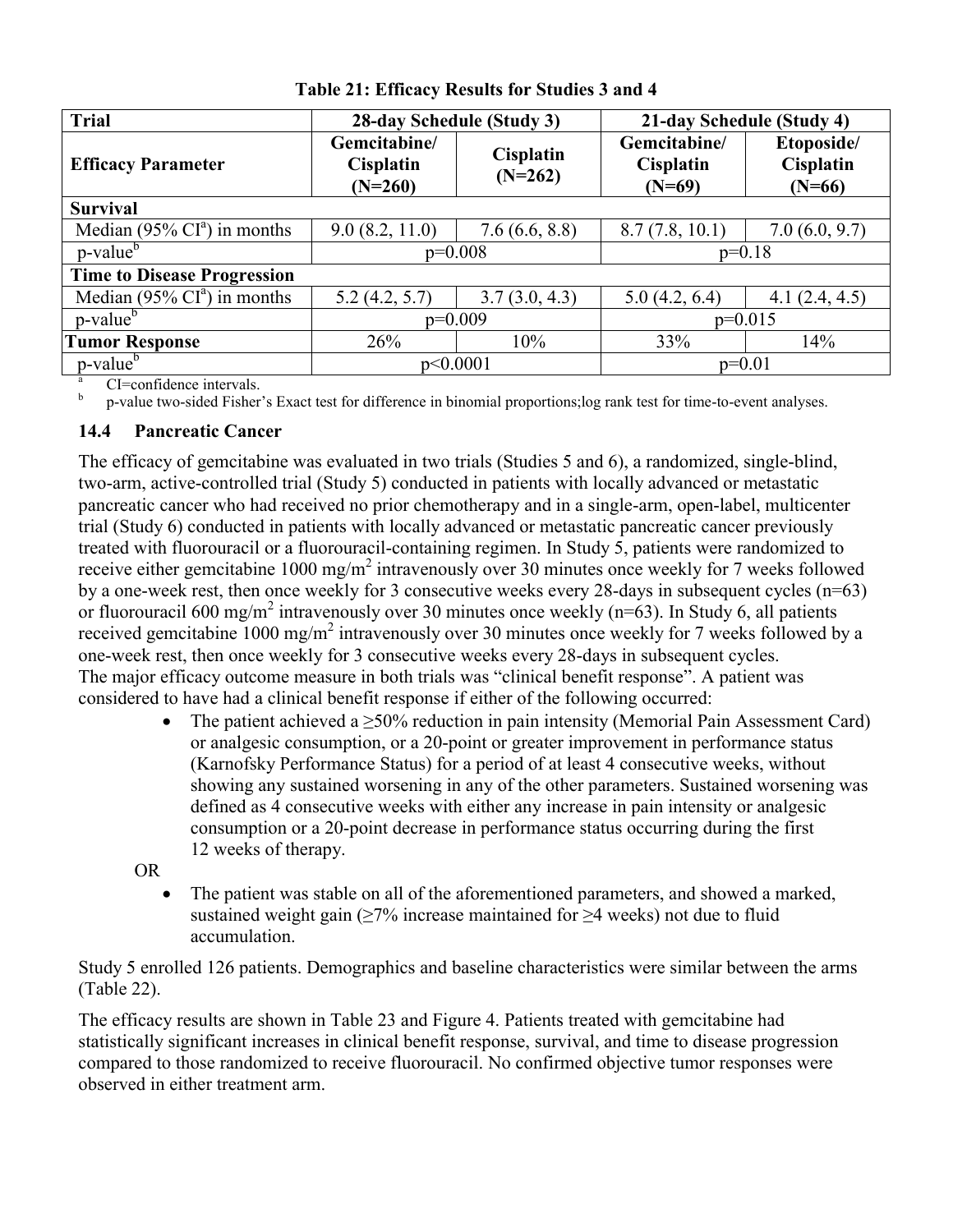**Table 21: Efficacy Results for Studies 3 and 4**

| Trial | 28-day Schedule (Study 3) | | 21-day Schedule (Study 4) | |
|---|---|---|---|---|
| **Efficacy Parameter** | **Gemcitabine/ Cisplatin (N=260)** | **Cisplatin (N=262)** | **Gemcitabine/ Cisplatin (N=69)** | **Etoposide/ Cisplatin (N=66)** |
| **Survival** | | | | |
| Median (95% CI[a]) in months | 9.0 (8.2, 11.0) | 7.6 (6.6, 8.8) | 8.7 (7.8, 10.1) | 7.0 (6.0, 9.7) |
| p-value[b] | p=0.008 | | p=0.18 | |
| **Time to Disease Progression** | | | | |
| Median (95% CI[a]) in months | 5.2 (4.2, 5.7) | 3.7 (3.0, 4.3) | 5.0 (4.2, 6.4) | 4.1 (2.4, 4.5) |
| p-value[b] | p=0.009 | | p=0.015 | |
| **Tumor Response** | 26% | 10% | 33% | 14% |
| p-value[b] | p<0.0001 | | p=0.01 | |

[a] CI=confidence intervals.

[b] p-value two-sided Fisher's Exact test for difference in binomial proportions;log rank test for time-to-event analyses.

### 14.4 Pancreatic Cancer

The efficacy of gemcitabine was evaluated in two trials (Studies 5 and 6), a randomized, single-blind, two-arm, active-controlled trial (Study 5) conducted in patients with locally advanced or metastatic pancreatic cancer who had received no prior chemotherapy and in a single-arm, open-label, multicenter trial (Study 6) conducted in patients with locally advanced or metastatic pancreatic cancer previously treated with fluorouracil or a fluorouracil-containing regimen. In Study 5, patients were randomized to receive either gemcitabine 1000 mg/m$^2$ intravenously over 30 minutes once weekly for 7 weeks followed by a one-week rest, then once weekly for 3 consecutive weeks every 28-days in subsequent cycles (n=63) or fluorouracil 600 mg/m$^2$ intravenously over 30 minutes once weekly (n=63). In Study 6, all patients received gemcitabine 1000 mg/m$^2$ intravenously over 30 minutes once weekly for 7 weeks followed by a one-week rest, then once weekly for 3 consecutive weeks every 28-days in subsequent cycles.

The major efficacy outcome measure in both trials was "clinical benefit response". A patient was considered to have had a clinical benefit response if either of the following occurred:

- The patient achieved a ≥50% reduction in pain intensity (Memorial Pain Assessment Card) or analgesic consumption, or a 20-point or greater improvement in performance status (Karnofsky Performance Status) for a period of at least 4 consecutive weeks, without showing any sustained worsening in any of the other parameters. Sustained worsening was defined as 4 consecutive weeks with either any increase in pain intensity or analgesic consumption or a 20-point decrease in performance status occurring during the first 12 weeks of therapy.

OR

- The patient was stable on all of the aforementioned parameters, and showed a marked, sustained weight gain (≥7% increase maintained for ≥4 weeks) not due to fluid accumulation.

Study 5 enrolled 126 patients. Demographics and baseline characteristics were similar between the arms (Table 22).

The efficacy results are shown in Table 23 and Figure 4. Patients treated with gemcitabine had statistically significant increases in clinical benefit response, survival, and time to disease progression compared to those randomized to receive fluorouracil. No confirmed objective tumor responses were observed in either treatment arm.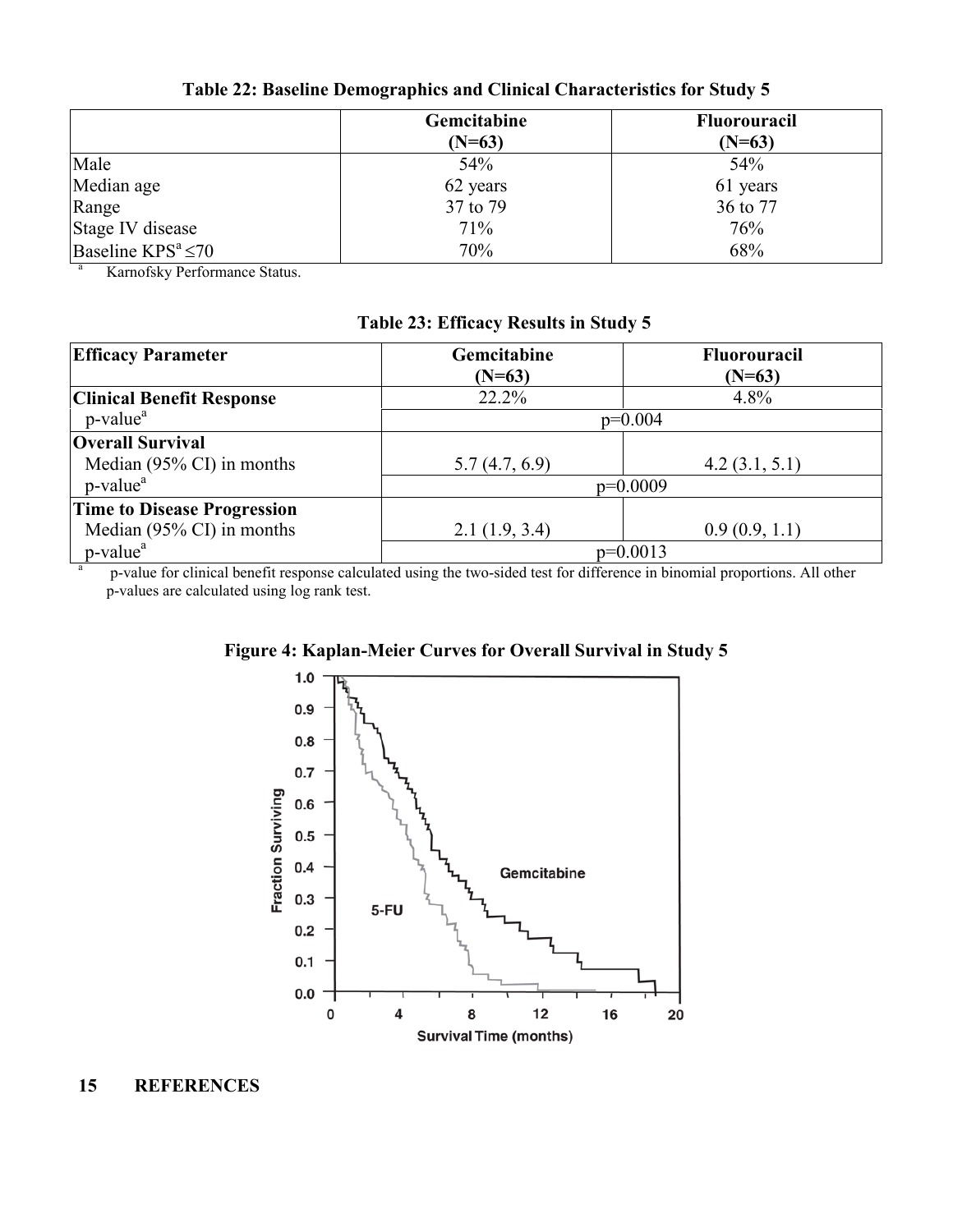**Table 22: Baseline Demographics and Clinical Characteristics for Study 5**

| | Gemcitabine (N=63) | Fluorouracil (N=63) |
|---|---|---|
| Male | 54% | 54% |
| Median age | 62 years | 61 years |
| Range | 37 to 79 | 36 to 77 |
| Stage IV disease | 71% | 76% |
| Baseline KPS[a] ≤70 | 70% | 68% |

[a] Karnofsky Performance Status.

**Table 23: Efficacy Results in Study 5**

| Efficacy Parameter | Gemcitabine (N=63) | Fluorouracil (N=63) |
|---|---|---|
| **Clinical Benefit Response** | 22.2% | 4.8% |
| p-value[a] | p=0.004 | |
| **Overall Survival** | | |
| Median (95% CI) in months | 5.7 (4.7, 6.9) | 4.2 (3.1, 5.1) |
| p-value[a] | p=0.0009 | |
| **Time to Disease Progression** | | |
| Median (95% CI) in months | 2.1 (1.9, 3.4) | 0.9 (0.9, 1.1) |
| p-value[a] | p=0.0013 | |

[a] p-value for clinical benefit response calculated using the two-sided test for difference in binomial proportions. All other p-values are calculated using log rank test.

**Figure 4: Kaplan-Meier Curves for Overall Survival in Study 5**

## 15 REFERENCES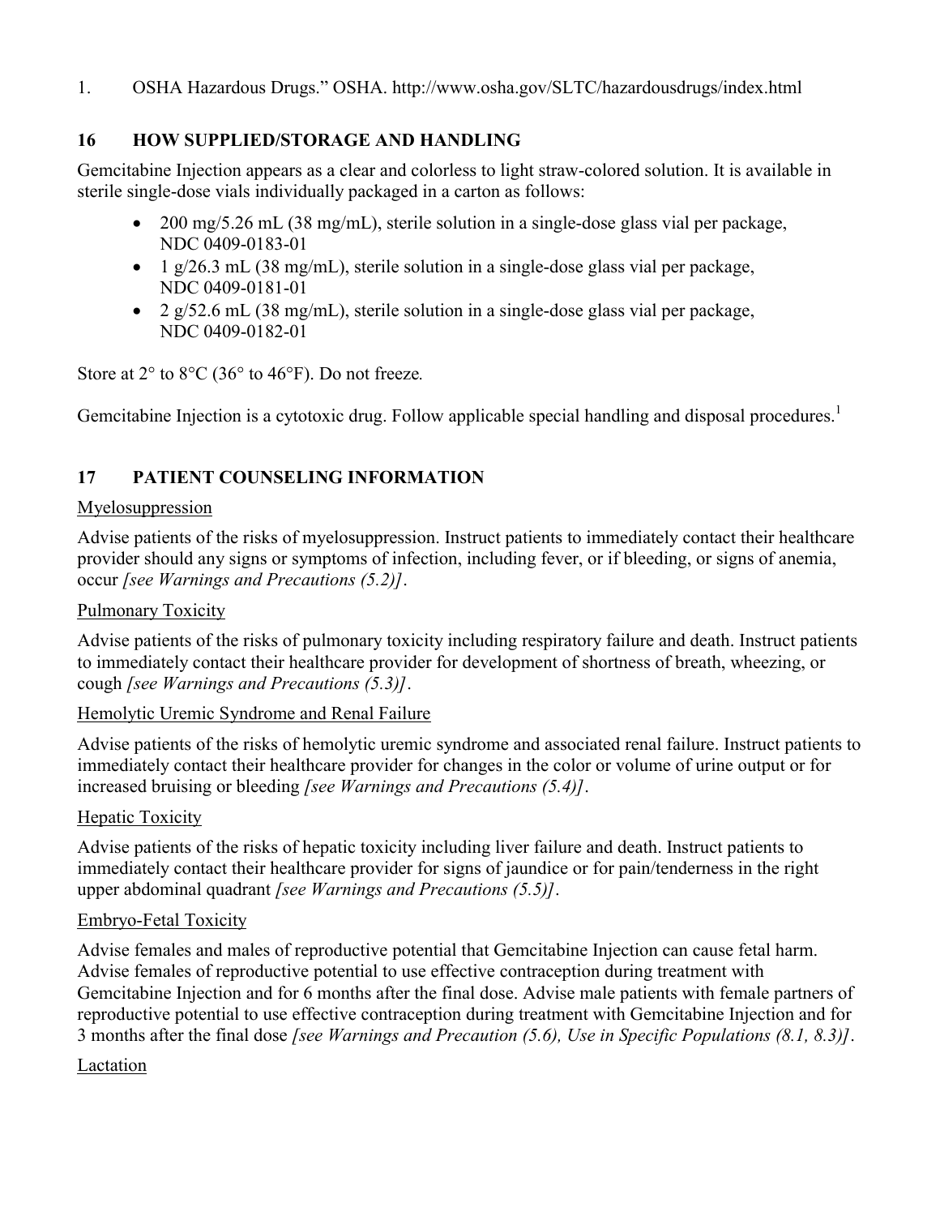1. OSHA Hazardous Drugs." OSHA. http://www.osha.gov/SLTC/hazardousdrugs/index.html

## 16 HOW SUPPLIED/STORAGE AND HANDLING

Gemcitabine Injection appears as a clear and colorless to light straw-colored solution. It is available in sterile single-dose vials individually packaged in a carton as follows:

- 200 mg/5.26 mL (38 mg/mL), sterile solution in a single-dose glass vial per package, NDC 0409-0183-01
- 1 g/26.3 mL (38 mg/mL), sterile solution in a single-dose glass vial per package, NDC 0409-0181-01
- 2 g/52.6 mL (38 mg/mL), sterile solution in a single-dose glass vial per package, NDC 0409-0182-01

Store at 2° to 8°C (36° to 46°F). Do not freeze.

Gemcitabine Injection is a cytotoxic drug. Follow applicable special handling and disposal procedures.[1]

## 17 PATIENT COUNSELING INFORMATION

Myelosuppression

Advise patients of the risks of myelosuppression. Instruct patients to immediately contact their healthcare provider should any signs or symptoms of infection, including fever, or if bleeding, or signs of anemia, occur *[see Warnings and Precautions (5.2)]*.

Pulmonary Toxicity

Advise patients of the risks of pulmonary toxicity including respiratory failure and death. Instruct patients to immediately contact their healthcare provider for development of shortness of breath, wheezing, or cough *[see Warnings and Precautions (5.3)]*.

Hemolytic Uremic Syndrome and Renal Failure

Advise patients of the risks of hemolytic uremic syndrome and associated renal failure. Instruct patients to immediately contact their healthcare provider for changes in the color or volume of urine output or for increased bruising or bleeding *[see Warnings and Precautions (5.4)]*.

Hepatic Toxicity

Advise patients of the risks of hepatic toxicity including liver failure and death. Instruct patients to immediately contact their healthcare provider for signs of jaundice or for pain/tenderness in the right upper abdominal quadrant *[see Warnings and Precautions (5.5)]*.

Embryo-Fetal Toxicity

Advise females and males of reproductive potential that Gemcitabine Injection can cause fetal harm. Advise females of reproductive potential to use effective contraception during treatment with Gemcitabine Injection and for 6 months after the final dose. Advise male patients with female partners of reproductive potential to use effective contraception during treatment with Gemcitabine Injection and for 3 months after the final dose *[see Warnings and Precaution (5.6), Use in Specific Populations (8.1, 8.3)]*.

Lactation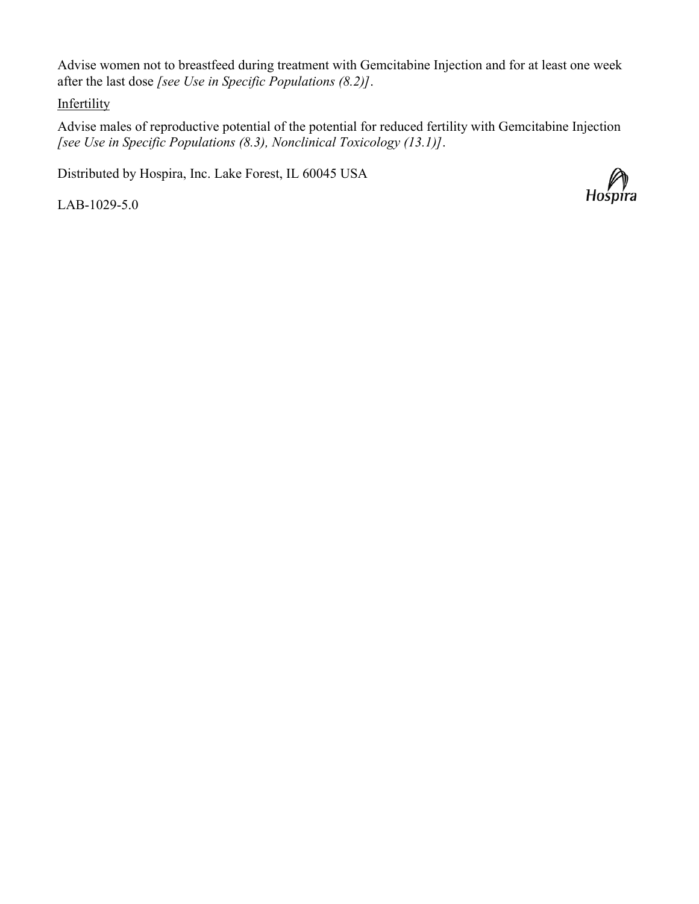Advise women not to breastfeed during treatment with Gemcitabine Injection and for at least one week after the last dose *[see Use in Specific Populations (8.2)]*.

Infertility

Advise males of reproductive potential of the potential for reduced fertility with Gemcitabine Injection *[see Use in Specific Populations (8.3), Nonclinical Toxicology (13.1)]*.

Distributed by Hospira, Inc. Lake Forest, IL 60045 USA

LAB-1029-5.0